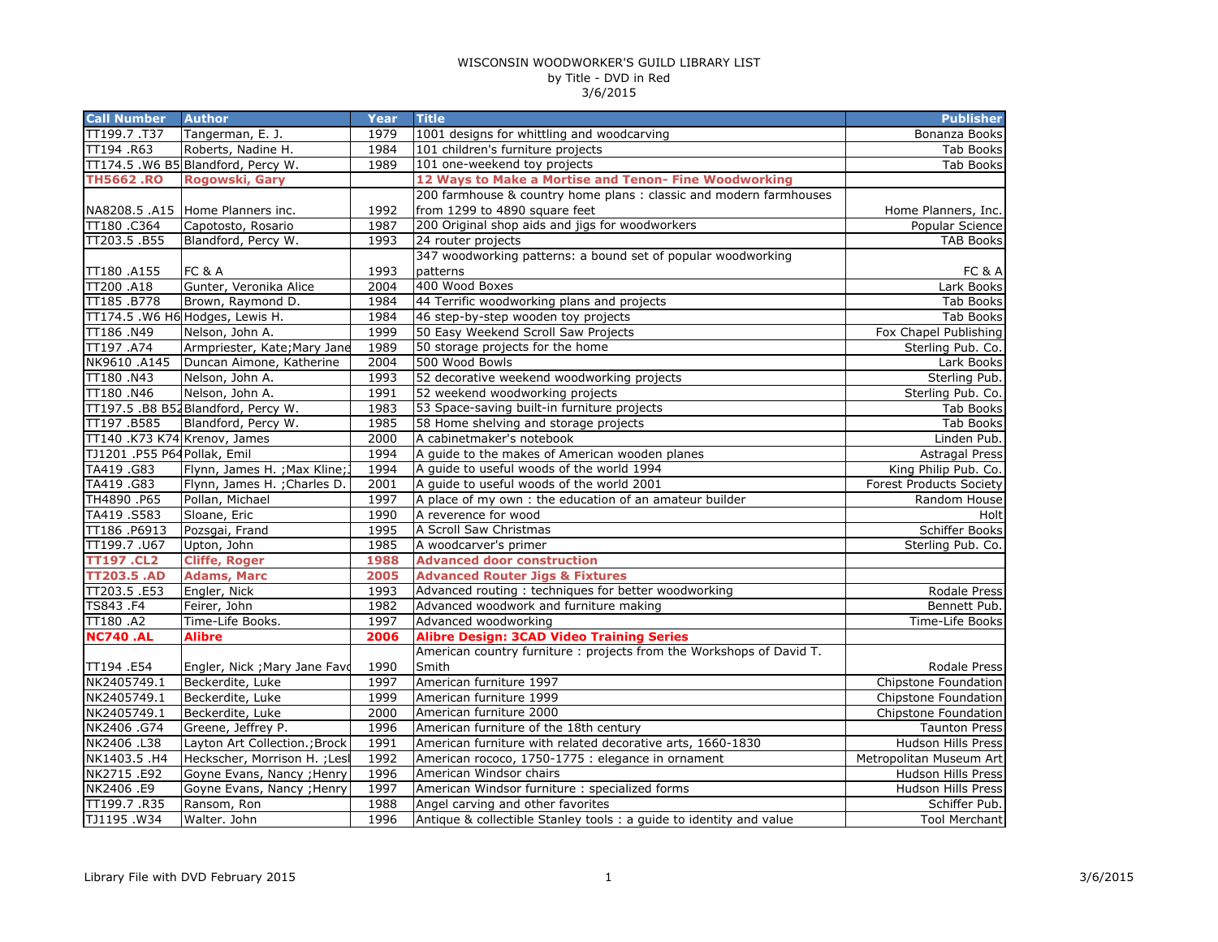# WISCONSIN WOODWORKER'S GUILD LIBRARY LIST

by Title - DVD in Red

3/6/2015

| Call Number | Author | Year | Title | Publisher |
|---|---|---|---|---|
| TT199.7 .T37 | Tangerman, E. J. | 1979 | 1001 designs for whittling and woodcarving | Bonanza Books |
| TT194 .R63 | Roberts, Nadine H. | 1984 | 101 children's furniture projects | Tab Books |
| TT174.5 .W6 B5 | Blandford, Percy W. | 1989 | 101 one-weekend toy projects | Tab Books |
| **TH5662 .RO** | **Rogowski, Gary** | | **12 Ways to Make a Mortise and Tenon- Fine Woodworking** | |
| NA8208.5 .A15 | Home Planners inc. | 1992 | 200 farmhouse & country home plans : classic and modern farmhouses from 1299 to 4890 square feet | Home Planners, Inc. |
| TT180 .C364 | Capotosto, Rosario | 1987 | 200 Original shop aids and jigs for woodworkers | Popular Science |
| TT203.5 .B55 | Blandford, Percy W. | 1993 | 24 router projects | TAB Books |
| TT180 .A155 | FC & A | 1993 | 347 woodworking patterns: a bound set of popular woodworking patterns | FC & A |
| TT200 .A18 | Gunter, Veronika Alice | 2004 | 400 Wood Boxes | Lark Books |
| TT185 .B778 | Brown, Raymond D. | 1984 | 44 Terrific woodworking plans and projects | Tab Books |
| TT174.5 .W6 H6 | Hodges, Lewis H. | 1984 | 46 step-by-step wooden toy projects | Tab Books |
| TT186 .N49 | Nelson, John A. | 1999 | 50 Easy Weekend Scroll Saw Projects | Fox Chapel Publishing |
| TT197 .A74 | Armpriester, Kate;Mary Jane | 1989 | 50 storage projects for the home | Sterling Pub. Co. |
| NK9610 .A145 | Duncan Aimone, Katherine | 2004 | 500 Wood Bowls | Lark Books |
| TT180 .N43 | Nelson, John A. | 1993 | 52 decorative weekend woodworking projects | Sterling Pub. |
| TT180 .N46 | Nelson, John A. | 1991 | 52 weekend woodworking projects | Sterling Pub. Co. |
| TT197.5 .B8 B52 | Blandford, Percy W. | 1983 | 53 Space-saving built-in furniture projects | Tab Books |
| TT197 .B585 | Blandford, Percy W. | 1985 | 58 Home shelving and storage projects | Tab Books |
| TT140 .K73 K74 | Krenov, James | 2000 | A cabinetmaker's notebook | Linden Pub. |
| TJ1201 .P55 P64 | Pollak, Emil | 1994 | A guide to the makes of American wooden planes | Astragal Press |
| TA419 .G83 | Flynn, James H. ;Max Kline; | 1994 | A guide to useful woods of the world 1994 | King Philip Pub. Co. |
| TA419 .G83 | Flynn, James H. ;Charles D. | 2001 | A guide to useful woods of the world 2001 | Forest Products Society |
| TH4890 .P65 | Pollan, Michael | 1997 | A place of my own : the education of an amateur builder | Random House |
| TA419 .S583 | Sloane, Eric | 1990 | A reverence for wood | Holt |
| TT186 .P6913 | Pozsgai, Frand | 1995 | A Scroll Saw Christmas | Schiffer Books |
| TT199.7 .U67 | Upton, John | 1985 | A woodcarver's primer | Sterling Pub. Co. |
| **TT197 .CL2** | **Cliffe, Roger** | **1988** | **Advanced door construction** | |
| **TT203.5 .AD** | **Adams, Marc** | **2005** | **Advanced Router Jigs & Fixtures** | |
| TT203.5 .E53 | Engler, Nick | 1993 | Advanced routing : techniques for better woodworking | Rodale Press |
| TS843 .F4 | Feirer, John | 1982 | Advanced woodwork and furniture making | Bennett Pub. |
| TT180 .A2 | Time-Life Books. | 1997 | Advanced woodworking | Time-Life Books |
| **NC740 .AL** | **Alibre** | **2006** | **Alibre Design: 3CAD Video Training Series** | |
| TT194 .E54 | Engler, Nick ;Mary Jane Favo | 1990 | American country furniture : projects from the Workshops of David T. Smith | Rodale Press |
| NK2405749.1 | Beckerdite, Luke | 1997 | American furniture 1997 | Chipstone Foundation |
| NK2405749.1 | Beckerdite, Luke | 1999 | American furniture 1999 | Chipstone Foundation |
| NK2405749.1 | Beckerdite, Luke | 2000 | American furniture 2000 | Chipstone Foundation |
| NK2406 .G74 | Greene, Jeffrey P. | 1996 | American furniture of the 18th century | Taunton Press |
| NK2406 .L38 | Layton Art Collection.;Brock | 1991 | American furniture with related decorative arts, 1660-1830 | Hudson Hills Press |
| NK1403.5 .H4 | Heckscher, Morrison H. ;Lesl | 1992 | American rococo, 1750-1775 : elegance in ornament | Metropolitan Museum Art |
| NK2715 .E92 | Goyne Evans, Nancy ;Henry | 1996 | American Windsor chairs | Hudson Hills Press |
| NK2406 .E9 | Goyne Evans, Nancy ;Henry | 1997 | American Windsor furniture : specialized forms | Hudson Hills Press |
| TT199.7 .R35 | Ransom, Ron | 1988 | Angel carving and other favorites | Schiffer Pub. |
| TJ1195 .W34 | Walter. John | 1996 | Antique & collectible Stanley tools : a guide to identity and value | Tool Merchant |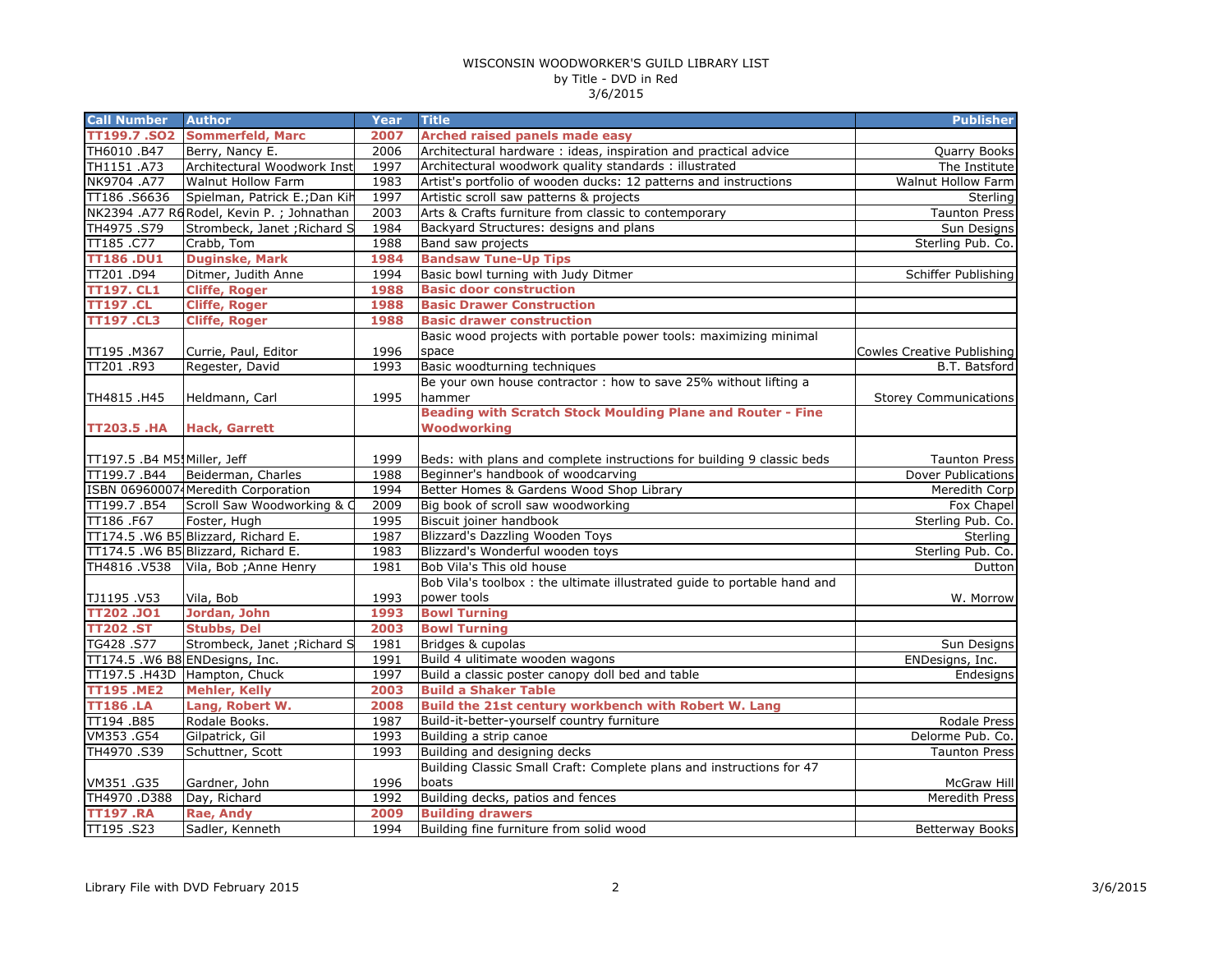WISCONSIN WOODWORKER'S GUILD LIBRARY LIST
by Title - DVD in Red
3/6/2015

| Call Number | Author | Year | Title | Publisher |
|---|---|---|---|---|
| **TT199.7 .SO2** | **Sommerfeld, Marc** | **2007** | **Arched raised panels made easy** | |
| TH6010 .B47 | Berry, Nancy E. | 2006 | Architectural hardware : ideas, inspiration and practical advice | Quarry Books |
| TH1151 .A73 | Architectural Woodwork Inst | 1997 | Architectural woodwork quality standards : illustrated | The Institute |
| NK9704 .A77 | Walnut Hollow Farm | 1983 | Artist's portfolio of wooden ducks: 12 patterns and instructions | Walnut Hollow Farm |
| TT186 .S6636 | Spielman, Patrick E.;Dan Kih | 1997 | Artistic scroll saw patterns & projects | Sterling |
| NK2394 .A77 R6 | Rodel, Kevin P. ; Johnathan | 2003 | Arts & Crafts furniture from classic to contemporary | Taunton Press |
| TH4975 .S79 | Strombeck, Janet ;Richard S | 1984 | Backyard Structures: designs and plans | Sun Designs |
| TT185 .C77 | Crabb, Tom | 1988 | Band saw projects | Sterling Pub. Co. |
| **TT186 .DU1** | **Duginske, Mark** | **1984** | **Bandsaw Tune-Up Tips** | |
| TT201 .D94 | Ditmer, Judith Anne | 1994 | Basic bowl turning with Judy Ditmer | Schiffer Publishing |
| **TT197. CL1** | **Cliffe, Roger** | **1988** | **Basic door construction** | |
| **TT197 .CL** | **Cliffe, Roger** | **1988** | **Basic Drawer Construction** | |
| **TT197 .CL3** | **Cliffe, Roger** | **1988** | **Basic drawer construction** | |
| TT195 .M367 | Currie, Paul, Editor | 1996 | Basic wood projects with portable power tools: maximizing minimal space | Cowles Creative Publishing |
| TT201 .R93 | Regester, David | 1993 | Basic woodturning techniques | B.T. Batsford |
| TH4815 .H45 | Heldmann, Carl | 1995 | Be your own house contractor : how to save 25% without lifting a hammer | Storey Communications |
| **TT203.5 .HA** | **Hack, Garrett** | | **Beading with Scratch Stock Moulding Plane and Router - Fine Woodworking** | |
| TT197.5 .B4 M5 | Miller, Jeff | 1999 | Beds: with plans and complete instructions for building 9 classic beds | Taunton Press |
| TT199.7 .B44 | Beiderman, Charles | 1988 | Beginner's handbook of woodcarving | Dover Publications |
| ISBN 06960074 | Meredith Corporation | 1994 | Better Homes & Gardens Wood Shop Library | Meredith Corp |
| TT199.7 .B54 | Scroll Saw Woodworking & C | 2009 | Big book of scroll saw woodworking | Fox Chapel |
| TT186 .F67 | Foster, Hugh | 1995 | Biscuit joiner handbook | Sterling Pub. Co. |
| TT174.5 .W6 B5 | Blizzard, Richard E. | 1987 | Blizzard's Dazzling Wooden Toys | Sterling |
| TT174.5 .W6 B5 | Blizzard, Richard E. | 1983 | Blizzard's Wonderful wooden toys | Sterling Pub. Co. |
| TH4816 .V538 | Vila, Bob ;Anne Henry | 1981 | Bob Vila's This old house | Dutton |
| TJ1195 .V53 | Vila, Bob | 1993 | Bob Vila's toolbox : the ultimate illustrated guide to portable hand and power tools | W. Morrow |
| **TT202 .JO1** | **Jordan, John** | **1993** | **Bowl Turning** | |
| **TT202 .ST** | **Stubbs, Del** | **2003** | **Bowl Turning** | |
| TG428 .S77 | Strombeck, Janet ;Richard S | 1981 | Bridges & cupolas | Sun Designs |
| TT174.5 .W6 B8 | ENDesigns, Inc. | 1991 | Build 4 ulitimate wooden wagons | ENDesigns, Inc. |
| TT197.5 .H43D | Hampton, Chuck | 1997 | Build a classic poster canopy doll bed and table | Endesigns |
| **TT195 .ME2** | **Mehler, Kelly** | **2003** | **Build a Shaker Table** | |
| **TT186 .LA** | **Lang, Robert W.** | **2008** | **Build the 21st century workbench with Robert W. Lang** | |
| TT194 .B85 | Rodale Books. | 1987 | Build-it-better-yourself country furniture | Rodale Press |
| VM353 .G54 | Gilpatrick, Gil | 1993 | Building a strip canoe | Delorme Pub. Co. |
| TH4970 .S39 | Schuttner, Scott | 1993 | Building and designing decks | Taunton Press |
| VM351 .G35 | Gardner, John | 1996 | Building Classic Small Craft: Complete plans and instructions for 47 boats | McGraw Hill |
| TH4970 .D388 | Day, Richard | 1992 | Building decks, patios and fences | Meredith Press |
| **TT197 .RA** | **Rae, Andy** | **2009** | **Building drawers** | |
| TT195 .S23 | Sadler, Kenneth | 1994 | Building fine furniture from solid wood | Betterway Books |

Library File with DVD February 2015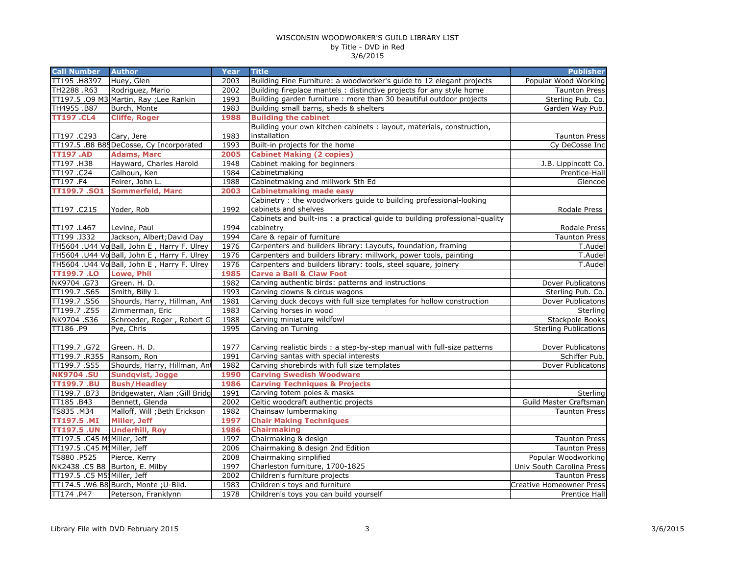WISCONSIN WOODWORKER'S GUILD LIBRARY LIST
by Title - DVD in Red
3/6/2015

| Call Number | Author | Year | Title | Publisher |
|---|---|---|---|---|
| TT195 .H8397 | Huey, Glen | 2003 | Building Fine Furniture: a woodworker's guide to 12 elegant projects | Popular Wood Working |
| TH2288 .R63 | Rodriguez, Mario | 2002 | Building fireplace mantels : distinctive projects for any style home | Taunton Press |
| TT197.5 .O9 M3 | Martin, Ray ;Lee Rankin | 1993 | Building garden furniture : more than 30 beautiful outdoor projects | Sterling Pub. Co. |
| TH4955 .B87 | Burch, Monte | 1983 | Building small barns, sheds & shelters | Garden Way Pub. |
| **TT197 .CL4** | **Cliffe, Roger** | **1988** | **Building the cabinet** | |
| TT197 .C293 | Cary, Jere | 1983 | Building your own kitchen cabinets : layout, materials, construction, installation | Taunton Press |
| TT197.5 .B8 B8 | DeCosse, Cy Incorporated | 1993 | Built-in projects for the home | Cy DeCosse Inc |
| **TT197 .AD** | **Adams, Marc** | **2005** | **Cabinet Making (2 copies)** | |
| TT197 .H38 | Hayward, Charles Harold | 1948 | Cabinet making for beginners | J.B. Lippincott Co. |
| TT197 .C24 | Calhoun, Ken | 1984 | Cabinetmaking | Prentice-Hall |
| TT197 .F4 | Feirer, John L. | 1988 | Cabinetmaking and millwork 5th Ed | Glencoe |
| **TT199.7 .SO1** | **Sommerfeld, Marc** | **2003** | **Cabinetmaking made easy** | |
| TT197 .C215 | Yoder, Rob | 1992 | Cabinetry : the woodworkers guide to building professional-looking cabinets and shelves | Rodale Press |
| TT197 .L467 | Levine, Paul | 1994 | Cabinets and built-ins : a practical guide to building professional-quality cabinetry | Rodale Press |
| TT199 .J332 | Jackson, Albert;David Day | 1994 | Care & repair of furniture | Taunton Press |
| TH5604 .U44 Vo | Ball, John E , Harry F. Ulrey | 1976 | Carpenters and builders library: Layouts, foundation, framing | T.Audel |
| TH5604 .U44 Vo | Ball, John E , Harry F. Ulrey | 1976 | Carpenters and builders library: millwork, power tools, painting | T.Audel |
| TH5604 .U44 Vo | Ball, John E , Harry F. Ulrey | 1976 | Carpenters and builders library: tools, steel square, joinery | T.Audel |
| **TT199.7 .LO** | **Lowe, Phil** | **1985** | **Carve a Ball & Claw Foot** | |
| NK9704 .G73 | Green. H. D. | 1982 | Carving authentic birds: patterns and instructions | Dover Publicatons |
| TT199.7 .S65 | Smith, Billy J. | 1993 | Carving clowns & circus wagons | Sterling Pub. Co. |
| TT199.7 .S56 | Shourds, Harry, Hillman, Ant | 1981 | Carving duck decoys with full size templates for hollow construction | Dover Publicatons |
| TT199.7 .Z55 | Zimmerman, Eric | 1983 | Carving horses in wood | Sterling |
| NK9704 .S36 | Schroeder, Roger , Robert G | 1988 | Carving miniature wildfowl | Stackpole Books |
| TT186 .P9 | Pye, Chris | 1995 | Carving on Turning | Sterling Publications |
| TT199.7 .G72 | Green. H. D. | 1977 | Carving realistic birds : a step-by-step manual with full-size patterns | Dover Publicatons |
| TT199.7 .R355 | Ransom, Ron | 1991 | Carving santas with special interests | Schiffer Pub. |
| TT199.7 .S55 | Shourds, Harry, Hillman, Ant | 1982 | Carving shorebirds with full size templates | Dover Publicatons |
| **NK9704 .SU** | **Sundqvist, Jogge** | **1990** | **Carving Swedish Woodware** | |
| **TT199.7 .BU** | **Bush/Headley** | **1986** | **Carving Techniques & Projects** | |
| TT199.7 .B73 | Bridgewater, Alan ;Gill Bridg | 1991 | Carving totem poles & masks | Sterling |
| TT185 .B43 | Bennett, Glenda | 2002 | Celtic woodcraft authentic projects | Guild Master Craftsman |
| TS835 .M34 | Malloff, Will ;Beth Erickson | 1982 | Chainsaw lumbermaking | Taunton Press |
| **TT197.5 .MI** | **Miller, Jeff** | **1997** | **Chair Making Techniques** | |
| **TT197.5 .UN** | **Underhill, Roy** | **1986** | **Chairmaking** | |
| TT197.5 .C45 M | Miller, Jeff | 1997 | Chairmaking & design | Taunton Press |
| TT197.5 .C45 M | Miller, Jeff | 2006 | Chairmaking & design 2nd Edition | Taunton Press |
| TS880 .P525 | Pierce, Kerry | 2008 | Chairmaking simplified | Popular Woodworking |
| NK2438 .C5 B8 | Burton, E. Milby | 1997 | Charleston furniture, 1700-1825 | Univ South Carolina Press |
| TT197.5 .C5 M5 | Miller, Jeff | 2002 | Children's furniture projects | Taunton Press |
| TT174.5 .W6 B8 | Burch, Monte ;U-Bild. | 1983 | Children's toys and furniture | Creative Homeowner Press |
| TT174 .P47 | Peterson, Franklynn | 1978 | Children's toys you can build yourself | Prentice Hall |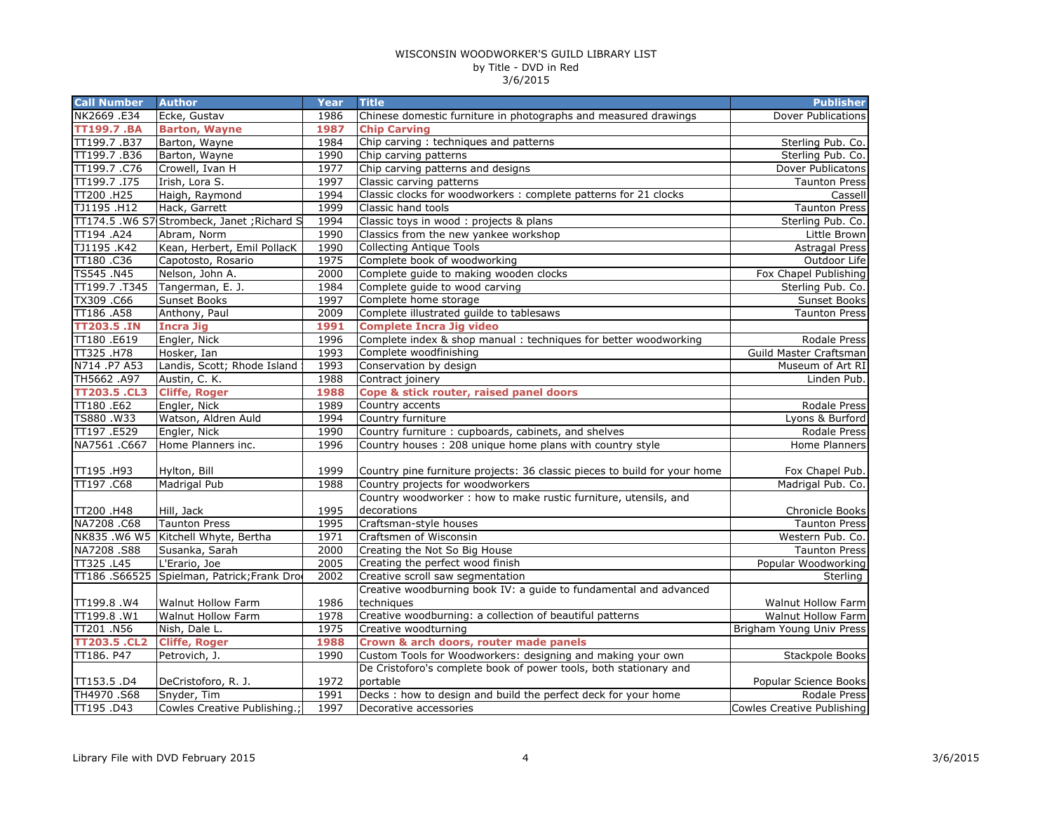WISCONSIN WOODWORKER'S GUILD LIBRARY LIST
by Title - DVD in Red
3/6/2015

| Call Number | Author | Year | Title | Publisher |
|---|---|---|---|---|
| NK2669 .E34 | Ecke, Gustav | 1986 | Chinese domestic furniture in photographs and measured drawings | Dover Publications |
| **TT199.7 .BA** | **Barton, Wayne** | **1987** | **Chip Carving** | |
| TT199.7 .B37 | Barton, Wayne | 1984 | Chip carving : techniques and patterns | Sterling Pub. Co. |
| TT199.7 .B36 | Barton, Wayne | 1990 | Chip carving patterns | Sterling Pub. Co. |
| TT199.7 .C76 | Crowell, Ivan H | 1977 | Chip carving patterns and designs | Dover Publicatons |
| TT199.7 .I75 | Irish, Lora S. | 1997 | Classic carving patterns | Taunton Press |
| TT200 .H25 | Haigh, Raymond | 1994 | Classic clocks for woodworkers : complete patterns for 21 clocks | Cassell |
| TJ1195 .H12 | Hack, Garrett | 1999 | Classic hand tools | Taunton Press |
| TT174.5 .W6 S7 | Strombeck, Janet ;Richard S | 1994 | Classic toys in wood : projects & plans | Sterling Pub. Co. |
| TT194 .A24 | Abram, Norm | 1990 | Classics from the new yankee workshop | Little Brown |
| TJ1195 .K42 | Kean, Herbert, Emil PollacK | 1990 | Collecting Antique Tools | Astragal Press |
| TT180 .C36 | Capotosto, Rosario | 1975 | Complete book of woodworking | Outdoor Life |
| TS545 .N45 | Nelson, John A. | 2000 | Complete guide to making wooden clocks | Fox Chapel Publishing |
| TT199.7 .T345 | Tangerman, E. J. | 1984 | Complete guide to wood carving | Sterling Pub. Co. |
| TX309 .C66 | Sunset Books | 1997 | Complete home storage | Sunset Books |
| TT186 .A58 | Anthony, Paul | 2009 | Complete illustrated guilde to tablesaws | Taunton Press |
| **TT203.5 .IN** | **Incra Jig** | **1991** | **Complete Incra Jig video** | |
| TT180 .E619 | Engler, Nick | 1996 | Complete index & shop manual : techniques for better woodworking | Rodale Press |
| TT325 .H78 | Hosker, Ian | 1993 | Complete woodfinishing | Guild Master Craftsman |
| N714 .P7 A53 | Landis, Scott; Rhode Island | 1993 | Conservation by design | Museum of Art RI |
| TH5662 .A97 | Austin, C. K. | 1988 | Contract joinery | Linden Pub. |
| **TT203.5 .CL3** | **Cliffe, Roger** | **1988** | **Cope & stick router, raised panel doors** | |
| TT180 .E62 | Engler, Nick | 1989 | Country accents | Rodale Press |
| TS880 .W33 | Watson, Aldren Auld | 1994 | Country furniture | Lyons & Burford |
| TT197 .E529 | Engler, Nick | 1990 | Country furniture : cupboards, cabinets, and shelves | Rodale Press |
| NA7561 .C667 | Home Planners inc. | 1996 | Country houses : 208 unique home plans with country style | Home Planners |
| TT195 .H93 | Hylton, Bill | 1999 | Country pine furniture projects: 36 classic pieces to build for your home | Fox Chapel Pub. |
| TT197 .C68 | Madrigal Pub | 1988 | Country projects for woodworkers | Madrigal Pub. Co. |
| TT200 .H48 | Hill, Jack | 1995 | Country woodworker : how to make rustic furniture, utensils, and decorations | Chronicle Books |
| NA7208 .C68 | Taunton Press | 1995 | Craftsman-style houses | Taunton Press |
| NK835 .W6 W5 | Kitchell Whyte, Bertha | 1971 | Craftsmen of Wisconsin | Western Pub. Co. |
| NA7208 .S88 | Susanka, Sarah | 2000 | Creating the Not So Big House | Taunton Press |
| TT325 .L45 | L'Erario, Joe | 2005 | Creating the perfect wood finish | Popular Woodworking |
| TT186 .S66525 | Spielman, Patrick;Frank Dro | 2002 | Creative scroll saw segmentation | Sterling |
| TT199.8 .W4 | Walnut Hollow Farm | 1986 | Creative woodburning book IV: a guide to fundamental and advanced techniques | Walnut Hollow Farm |
| TT199.8 .W1 | Walnut Hollow Farm | 1978 | Creative woodburning: a collection of beautiful patterns | Walnut Hollow Farm |
| TT201 .N56 | Nish, Dale L. | 1975 | Creative woodturning | Brigham Young Univ Press |
| **TT203.5 .CL2** | **Cliffe, Roger** | **1988** | **Crown & arch doors, router made panels** | |
| TT186. P47 | Petrovich, J. | 1990 | Custom Tools for Woodworkers: designing and making your own | Stackpole Books |
| TT153.5 .D4 | DeCristoforo, R. J. | 1972 | De Cristoforo's complete book of power tools, both stationary and portable | Popular Science Books |
| TH4970 .S68 | Snyder, Tim | 1991 | Decks : how to design and build the perfect deck for your home | Rodale Press |
| TT195 .D43 | Cowles Creative Publishing.; | 1997 | Decorative accessories | Cowles Creative Publishing |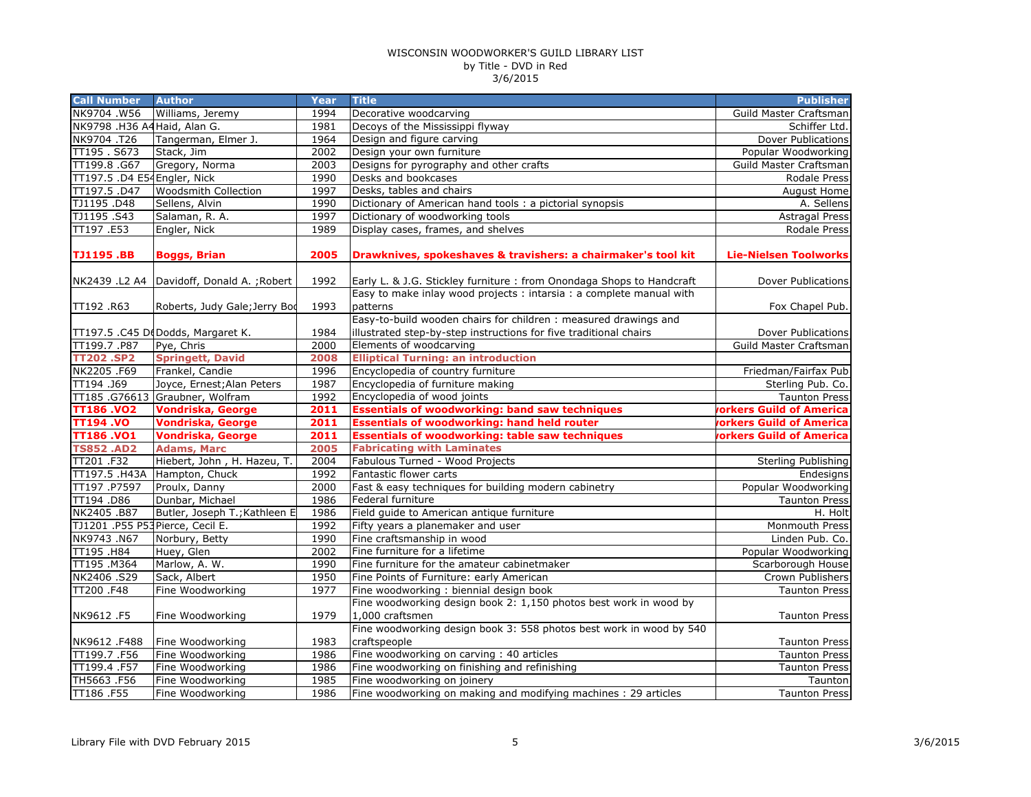WISCONSIN WOODWORKER'S GUILD LIBRARY LIST
by Title - DVD in Red
3/6/2015

| Call Number | Author | Year | Title | Publisher |
|---|---|---|---|---|
| NK9704 .W56 | Williams, Jeremy | 1994 | Decorative woodcarving | Guild Master Craftsman |
| NK9798 .H36 A4 | Haid, Alan G. | 1981 | Decoys of the Mississippi flyway | Schiffer Ltd. |
| NK9704 .T26 | Tangerman, Elmer J. | 1964 | Design and figure carving | Dover Publications |
| TT195 . S673 | Stack, Jim | 2002 | Design your own furniture | Popular Woodworking |
| TT199.8 .G67 | Gregory, Norma | 2003 | Designs for pyrography and other crafts | Guild Master Craftsman |
| TT197.5 .D4 E54 | Engler, Nick | 1990 | Desks and bookcases | Rodale Press |
| TT197.5 .D47 | Woodsmith Collection | 1997 | Desks, tables and chairs | August Home |
| TJ1195 .D48 | Sellens, Alvin | 1990 | Dictionary of American hand tools : a pictorial synopsis | A. Sellens |
| TJ1195 .S43 | Salaman, R. A. | 1997 | Dictionary of woodworking tools | Astragal Press |
| TT197 .E53 | Engler, Nick | 1989 | Display cases, frames, and shelves | Rodale Press |
| **TJ1195 .BB** | **Boggs, Brian** | **2005** | **Drawknives, spokeshaves & travishers: a chairmaker's tool kit** | **Lie-Nielsen Toolworks** |
| NK2439 .L2 A4 | Davidoff, Donald A. ;Robert | 1992 | Early L. & J.G. Stickley furniture : from Onondaga Shops to Handcraft | Dover Publications |
| TT192 .R63 | Roberts, Judy Gale;Jerry Boo | 1993 | Easy to make inlay wood projects : intarsia : a complete manual with patterns | Fox Chapel Pub. |
| TT197.5 .C45 D6 | Dodds, Margaret K. | 1984 | Easy-to-build wooden chairs for children : measured drawings and illustrated step-by-step instructions for five traditional chairs | Dover Publications |
| TT199.7 .P87 | Pye, Chris | 2000 | Elements of woodcarving | Guild Master Craftsman |
| **TT202 .SP2** | **Springett, David** | **2008** | **Elliptical Turning: an introduction** | |
| NK2205 .F69 | Frankel, Candie | 1996 | Encyclopedia of country furniture | Friedman/Fairfax Pub |
| TT194 .J69 | Joyce, Ernest;Alan Peters | 1987 | Encyclopedia of furniture making | Sterling Pub. Co. |
| TT185 .G76613 | Graubner, Wolfram | 1992 | Encyclopedia of wood joints | Taunton Press |
| **TT186 .VO2** | **Vondriska, George** | **2011** | **Essentials of woodworking: band saw techniques** | **orkers Guild of America** |
| **TT194 .VO** | **Vondriska, George** | **2011** | **Essentials of woodworking: hand held router** | **orkers Guild of America** |
| **TT186 .VO1** | **Vondriska, George** | **2011** | **Essentials of woodworking: table saw techniques** | **orkers Guild of America** |
| **TS852 .AD2** | **Adams, Marc** | **2005** | **Fabricating with Laminates** | |
| TT201 .F32 | Hiebert, John , H. Hazeu, T. | 2004 | Fabulous Turned - Wood Projects | Sterling Publishing |
| TT197.5 .H43A | Hampton, Chuck | 1992 | Fantastic flower carts | Endesigns |
| TT197 .P7597 | Proulx, Danny | 2000 | Fast & easy techniques for building modern cabinetry | Popular Woodworking |
| TT194 .D86 | Dunbar, Michael | 1986 | Federal furniture | Taunton Press |
| NK2405 .B87 | Butler, Joseph T.;Kathleen E | 1986 | Field guide to American antique furniture | H. Holt |
| TJ1201 .P55 P53 | Pierce, Cecil E. | 1992 | Fifty years a planemaker and user | Monmouth Press |
| NK9743 .N67 | Norbury, Betty | 1990 | Fine craftsmanship in wood | Linden Pub. Co. |
| TT195 .H84 | Huey, Glen | 2002 | Fine furniture for a lifetime | Popular Woodworking |
| TT195 .M364 | Marlow, A. W. | 1990 | Fine furniture for the amateur cabinetmaker | Scarborough House |
| NK2406 .S29 | Sack, Albert | 1950 | Fine Points of Furniture: early American | Crown Publishers |
| TT200 .F48 | Fine Woodworking | 1977 | Fine woodworking : biennial design book | Taunton Press |
| NK9612 .F5 | Fine Woodworking | 1979 | Fine woodworking design book 2: 1,150 photos best work in wood by 1,000 craftsmen | Taunton Press |
| NK9612 .F488 | Fine Woodworking | 1983 | Fine woodworking design book 3: 558 photos best work in wood by 540 craftspeople | Taunton Press |
| TT199.7 .F56 | Fine Woodworking | 1986 | Fine woodworking on carving : 40 articles | Taunton Press |
| TT199.4 .F57 | Fine Woodworking | 1986 | Fine woodworking on finishing and refinishing | Taunton Press |
| TH5663 .F56 | Fine Woodworking | 1985 | Fine woodworking on joinery | Taunton |
| TT186 .F55 | Fine Woodworking | 1986 | Fine woodworking on making and modifying machines : 29 articles | Taunton Press |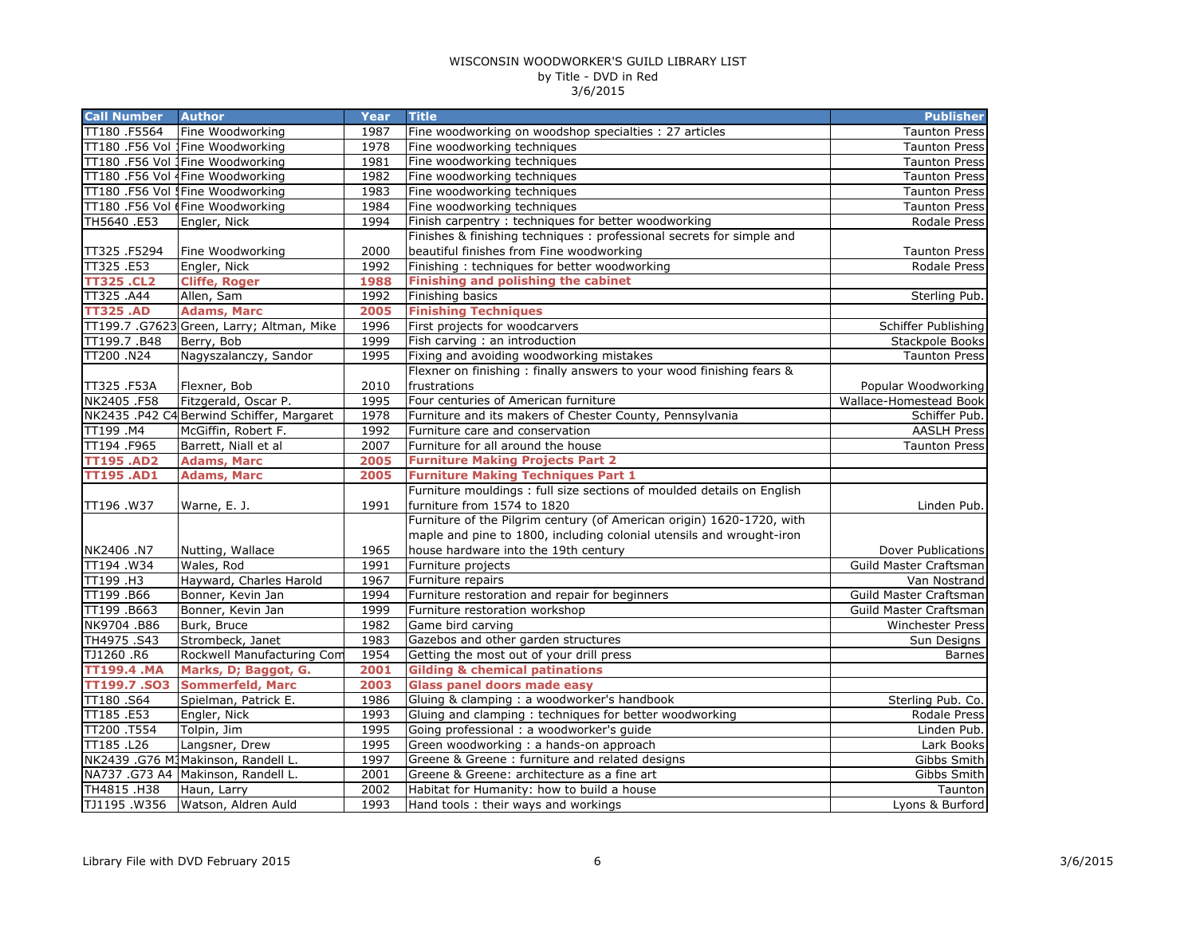WISCONSIN WOODWORKER'S GUILD LIBRARY LIST
by Title - DVD in Red
3/6/2015

| Call Number | Author | Year | Title | Publisher |
|---|---|---|---|---|
| TT180 .F5564 | Fine Woodworking | 1987 | Fine woodworking on woodshop specialties : 27 articles | Taunton Press |
| TT180 .F56 Vol 1 | Fine Woodworking | 1978 | Fine woodworking techniques | Taunton Press |
| TT180 .F56 Vol 3 | Fine Woodworking | 1981 | Fine woodworking techniques | Taunton Press |
| TT180 .F56 Vol 4 | Fine Woodworking | 1982 | Fine woodworking techniques | Taunton Press |
| TT180 .F56 Vol 5 | Fine Woodworking | 1983 | Fine woodworking techniques | Taunton Press |
| TT180 .F56 Vol 6 | Fine Woodworking | 1984 | Fine woodworking techniques | Taunton Press |
| TH5640 .E53 | Engler, Nick | 1994 | Finish carpentry : techniques for better woodworking | Rodale Press |
| TT325 .F5294 | Fine Woodworking | 2000 | Finishes & finishing techniques : professional secrets for simple and beautiful finishes from Fine woodworking | Taunton Press |
| TT325 .E53 | Engler, Nick | 1992 | Finishing : techniques for better woodworking | Rodale Press |
| **TT325 .CL2** | **Cliffe, Roger** | **1988** | **Finishing and polishing the cabinet** | |
| TT325 .A44 | Allen, Sam | 1992 | Finishing basics | Sterling Pub. |
| **TT325 .AD** | **Adams, Marc** | **2005** | **Finishing Techniques** | |
| TT199.7 .G7623 | Green, Larry; Altman, Mike | 1996 | First projects for woodcarvers | Schiffer Publishing |
| TT199.7 .B48 | Berry, Bob | 1999 | Fish carving : an introduction | Stackpole Books |
| TT200 .N24 | Nagyszalanczy, Sandor | 1995 | Fixing and avoiding woodworking mistakes | Taunton Press |
| TT325 .F53A | Flexner, Bob | 2010 | Flexner on finishing : finally answers to your wood finishing fears & frustrations | Popular Woodworking |
| NK2405 .F58 | Fitzgerald, Oscar P. | 1995 | Four centuries of American furniture | Wallace-Homestead Book |
| NK2435 .P42 C4 | Berwind Schiffer, Margaret | 1978 | Furniture and its makers of Chester County, Pennsylvania | Schiffer Pub. |
| TT199 .M4 | McGiffin, Robert F. | 1992 | Furniture care and conservation | AASLH Press |
| TT194 .F965 | Barrett, Niall et al | 2007 | Furniture for all around the house | Taunton Press |
| **TT195 .AD2** | **Adams, Marc** | **2005** | **Furniture Making Projects Part 2** | |
| **TT195 .AD1** | **Adams, Marc** | **2005** | **Furniture Making Techniques Part 1** | |
| TT196 .W37 | Warne, E. J. | 1991 | Furniture mouldings : full size sections of moulded details on English furniture from 1574 to 1820 | Linden Pub. |
| NK2406 .N7 | Nutting, Wallace | 1965 | Furniture of the Pilgrim century (of American origin) 1620-1720, with maple and pine to 1800, including colonial utensils and wrought-iron house hardware into the 19th century | Dover Publications |
| TT194 .W34 | Wales, Rod | 1991 | Furniture projects | Guild Master Craftsman |
| TT199 .H3 | Hayward, Charles Harold | 1967 | Furniture repairs | Van Nostrand |
| TT199 .B66 | Bonner, Kevin Jan | 1994 | Furniture restoration and repair for beginners | Guild Master Craftsman |
| TT199 .B663 | Bonner, Kevin Jan | 1999 | Furniture restoration workshop | Guild Master Craftsman |
| NK9704 .B86 | Burk, Bruce | 1982 | Game bird carving | Winchester Press |
| TH4975 .S43 | Strombeck, Janet | 1983 | Gazebos and other garden structures | Sun Designs |
| TJ1260 .R6 | Rockwell Manufacturing Com | 1954 | Getting the most out of your drill press | Barnes |
| **TT199.4 .MA** | **Marks, D; Baggot, G.** | **2001** | **Gilding & chemical patinations** | |
| **TT199.7 .SO3** | **Sommerfeld, Marc** | **2003** | **Glass panel doors made easy** | |
| TT180 .S64 | Spielman, Patrick E. | 1986 | Gluing & clamping : a woodworker's handbook | Sterling Pub. Co. |
| TT185 .E53 | Engler, Nick | 1993 | Gluing and clamping : techniques for better woodworking | Rodale Press |
| TT200 .T554 | Tolpin, Jim | 1995 | Going professional : a woodworker's guide | Linden Pub. |
| TT185 .L26 | Langsner, Drew | 1995 | Green woodworking : a hands-on approach | Lark Books |
| NK2439 .G76 M3 | Makinson, Randell L. | 1997 | Greene & Greene : furniture and related designs | Gibbs Smith |
| NA737 .G73 A4 | Makinson, Randell L. | 2001 | Greene & Greene: architecture as a fine art | Gibbs Smith |
| TH4815 .H38 | Haun, Larry | 2002 | Habitat for Humanity: how to build a house | Taunton |
| TJ1195 .W356 | Watson, Aldren Auld | 1993 | Hand tools : their ways and workings | Lyons & Burford |

Library File with DVD February 2015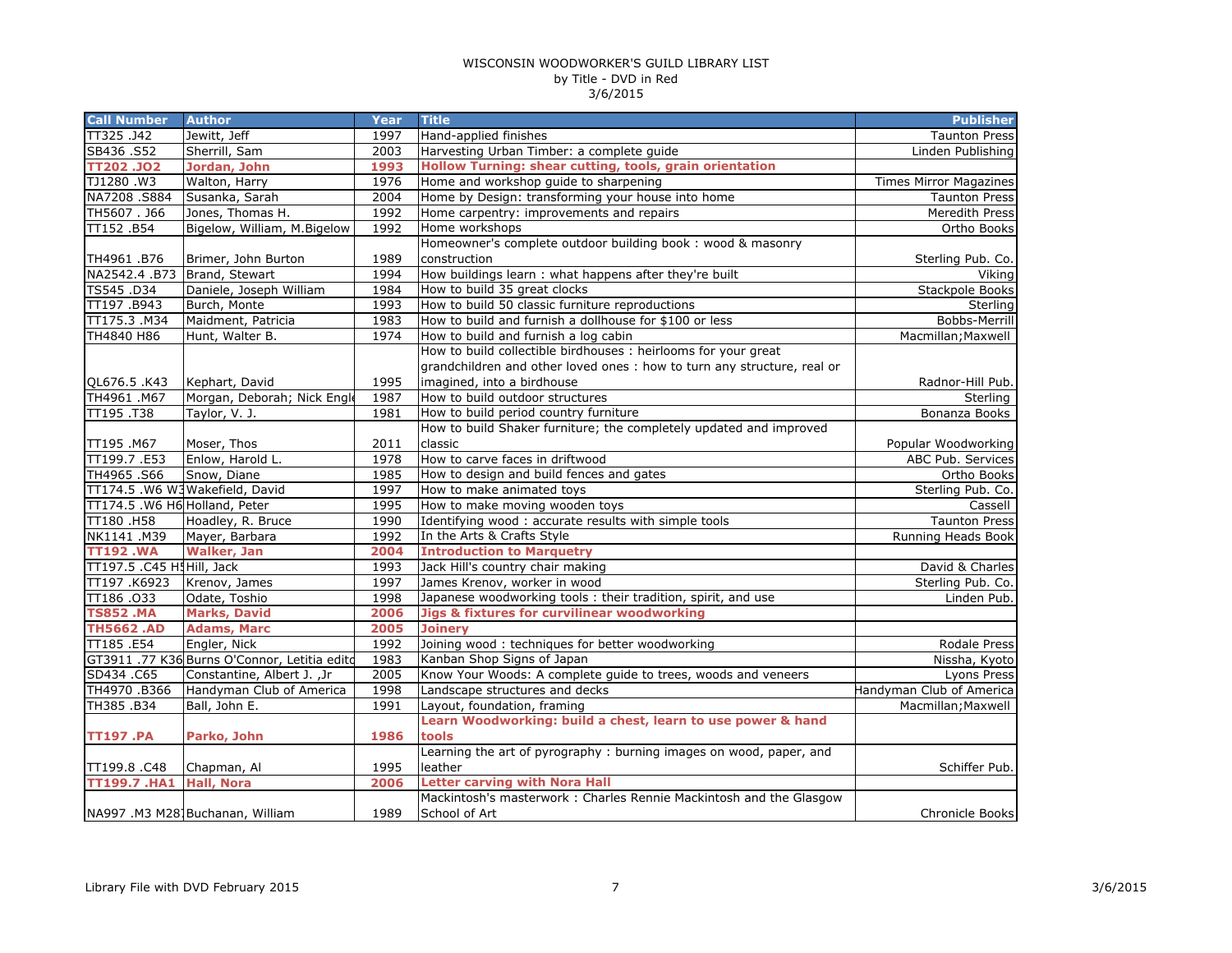WISCONSIN WOODWORKER'S GUILD LIBRARY LIST
by Title - DVD in Red
3/6/2015

| Call Number | Author | Year | Title | Publisher |
|---|---|---|---|---|
| TT325 .J42 | Jewitt, Jeff | 1997 | Hand-applied finishes | Taunton Press |
| SB436 .S52 | Sherrill, Sam | 2003 | Harvesting Urban Timber: a complete guide | Linden Publishing |
| **TT202 .JO2** | **Jordan, John** | **1993** | **Hollow Turning: shear cutting, tools, grain orientation** | |
| TJ1280 .W3 | Walton, Harry | 1976 | Home and workshop guide to sharpening | Times Mirror Magazines |
| NA7208 .S884 | Susanka, Sarah | 2004 | Home by Design: transforming your house into home | Taunton Press |
| TH5607 . J66 | Jones, Thomas H. | 1992 | Home carpentry: improvements and repairs | Meredith Press |
| TT152 .B54 | Bigelow, William, M.Bigelow | 1992 | Home workshops | Ortho Books |
| TH4961 .B76 | Brimer, John Burton | 1989 | Homeowner's complete outdoor building book : wood & masonry construction | Sterling Pub. Co. |
| NA2542.4 .B73 | Brand, Stewart | 1994 | How buildings learn : what happens after they're built | Viking |
| TS545 .D34 | Daniele, Joseph William | 1984 | How to build 35 great clocks | Stackpole Books |
| TT197 .B943 | Burch, Monte | 1993 | How to build 50 classic furniture reproductions | Sterling |
| TT175.3 .M34 | Maidment, Patricia | 1983 | How to build and furnish a dollhouse for $100 or less | Bobbs-Merrill |
| TH4840 H86 | Hunt, Walter B. | 1974 | How to build and furnish a log cabin | Macmillan;Maxwell |
| QL676.5 .K43 | Kephart, David | 1995 | How to build collectible birdhouses : heirlooms for your great grandchildren and other loved ones : how to turn any structure, real or imagined, into a birdhouse | Radnor-Hill Pub. |
| TH4961 .M67 | Morgan, Deborah; Nick Engle | 1987 | How to build outdoor structures | Sterling |
| TT195 .T38 | Taylor, V. J. | 1981 | How to build period country furniture | Bonanza Books |
| TT195 .M67 | Moser, Thos | 2011 | How to build Shaker furniture; the completely updated and improved classic | Popular Woodworking |
| TT199.7 .E53 | Enlow, Harold L. | 1978 | How to carve faces in driftwood | ABC Pub. Services |
| TH4965 .S66 | Snow, Diane | 1985 | How to design and build fences and gates | Ortho Books |
| TT174.5 .W6 W3 | Wakefield, David | 1997 | How to make animated toys | Sterling Pub. Co. |
| TT174.5 .W6 H6 | Holland, Peter | 1995 | How to make moving wooden toys | Cassell |
| TT180 .H58 | Hoadley, R. Bruce | 1990 | Identifying wood : accurate results with simple tools | Taunton Press |
| NK1141 .M39 | Mayer, Barbara | 1992 | In the Arts & Crafts Style | Running Heads Book |
| **TT192 .WA** | **Walker, Jan** | **2004** | **Introduction to Marquetry** | |
| TT197.5 .C45 H5 | Hill, Jack | 1993 | Jack Hill's country chair making | David & Charles |
| TT197 .K6923 | Krenov, James | 1997 | James Krenov, worker in wood | Sterling Pub. Co. |
| TT186 .O33 | Odate, Toshio | 1998 | Japanese woodworking tools : their tradition, spirit, and use | Linden Pub. |
| **TS852 .MA** | **Marks, David** | **2006** | **Jigs & fixtures for curvilinear woodworking** | |
| **TH5662 .AD** | **Adams, Marc** | **2005** | **Joinery** | |
| TT185 .E54 | Engler, Nick | 1992 | Joining wood : techniques for better woodworking | Rodale Press |
| GT3911 .77 K36 | Burns O'Connor, Letitia editor | 1983 | Kanban Shop Signs of Japan | Nissha, Kyoto |
| SD434 .C65 | Constantine, Albert J. ,Jr | 2005 | Know Your Woods: A complete guide to trees, woods and veneers | Lyons Press |
| TH4970 .B366 | Handyman Club of America | 1998 | Landscape structures and decks | Handyman Club of America |
| TH385 .B34 | Ball, John E. | 1991 | Layout, foundation, framing | Macmillan;Maxwell |
| **TT197 .PA** | **Parko, John** | **1986** | **Learn Woodworking: build a chest, learn to use power & hand tools** | |
| TT199.8 .C48 | Chapman, Al | 1995 | Learning the art of pyrography : burning images on wood, paper, and leather | Schiffer Pub. |
| **TT199.7 .HA1** | **Hall, Nora** | **2006** | **Letter carving with Nora Hall** | |
| NA997 .M3 M28 | Buchanan, William | 1989 | Mackintosh's masterwork : Charles Rennie Mackintosh and the Glasgow School of Art | Chronicle Books |

Library File with DVD February 2015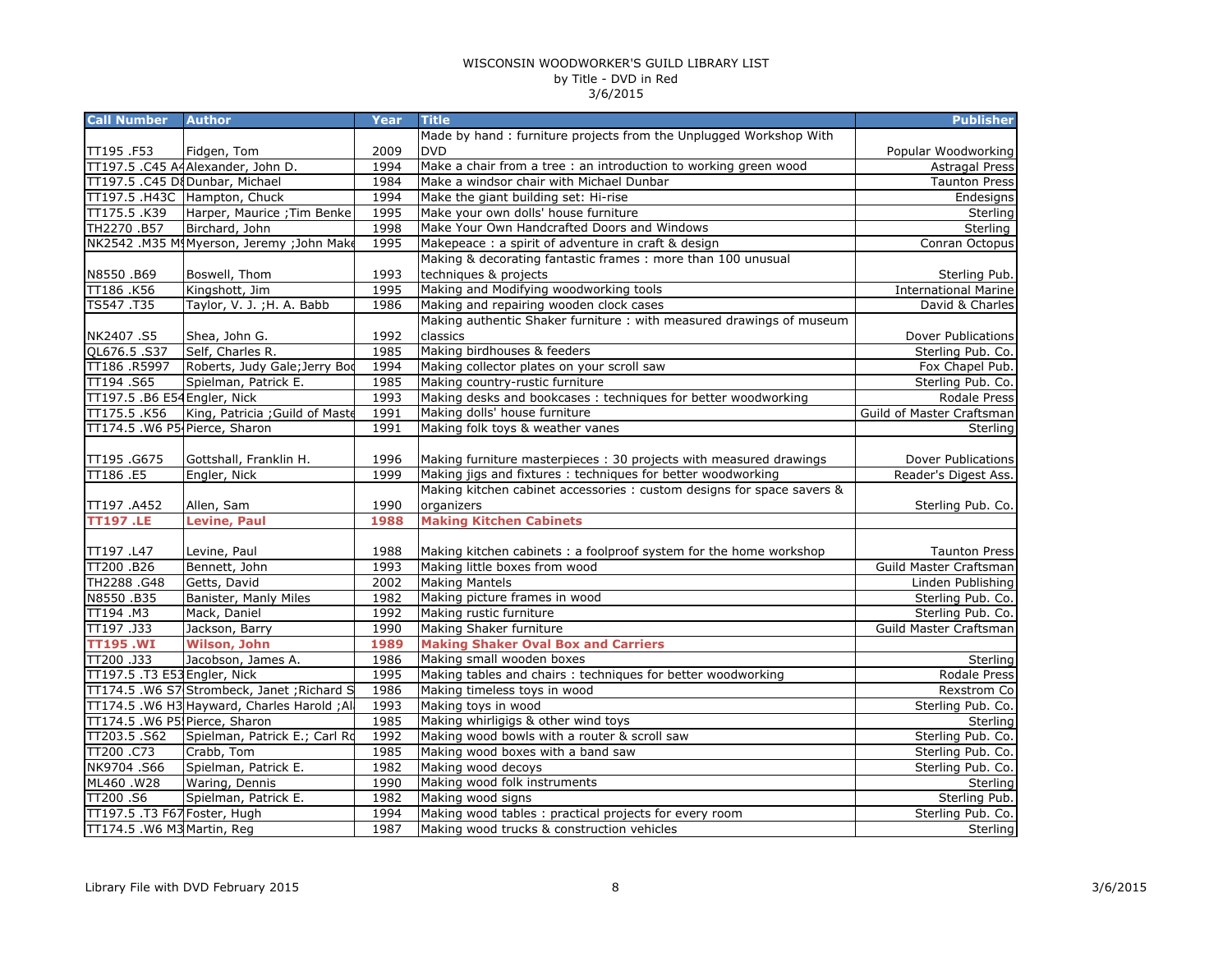WISCONSIN WOODWORKER'S GUILD LIBRARY LIST
by Title - DVD in Red
3/6/2015

| Call Number | Author | Year | Title | Publisher |
|---|---|---|---|---|
| TT195 .F53 | Fidgen, Tom | 2009 | Made by hand : furniture projects from the Unplugged Workshop With DVD | Popular Woodworking |
| TT197.5 .C45 A4 | Alexander, John D. | 1994 | Make a chair from a tree : an introduction to working green wood | Astragal Press |
| TT197.5 .C45 D8 | Dunbar, Michael | 1984 | Make a windsor chair with Michael Dunbar | Taunton Press |
| TT197.5 .H43C | Hampton, Chuck | 1994 | Make the giant building set: Hi-rise | Endesigns |
| TT175.5 .K39 | Harper, Maurice ;Tim Benke | 1995 | Make your own dolls' house furniture | Sterling |
| TH2270 .B57 | Birchard, John | 1998 | Make Your Own Handcrafted Doors and Windows | Sterling |
| NK2542 .M35 M9 | Myerson, Jeremy ;John Make | 1995 | Makepeace : a spirit of adventure in craft & design | Conran Octopus |
| N8550 .B69 | Boswell, Thom | 1993 | Making & decorating fantastic frames : more than 100 unusual techniques & projects | Sterling Pub. |
| TT186 .K56 | Kingshott, Jim | 1995 | Making and Modifying woodworking tools | International Marine |
| TS547 .T35 | Taylor, V. J. ;H. A. Babb | 1986 | Making and repairing wooden clock cases | David & Charles |
| NK2407 .S5 | Shea, John G. | 1992 | Making authentic Shaker furniture : with measured drawings of museum classics | Dover Publications |
| QL676.5 .S37 | Self, Charles R. | 1985 | Making birdhouses & feeders | Sterling Pub. Co. |
| TT186 .R5997 | Roberts, Judy Gale;Jerry Bo | 1994 | Making collector plates on your scroll saw | Fox Chapel Pub. |
| TT194 .S65 | Spielman, Patrick E. | 1985 | Making country-rustic furniture | Sterling Pub. Co. |
| TT197.5 .B6 E54 | Engler, Nick | 1993 | Making desks and bookcases : techniques for better woodworking | Rodale Press |
| TT175.5 .K56 | King, Patricia ;Guild of Maste | 1991 | Making dolls' house furniture | Guild of Master Craftsman |
| TT174.5 .W6 P5 | Pierce, Sharon | 1991 | Making folk toys & weather vanes | Sterling |
| TT195 .G675 | Gottshall, Franklin H. | 1996 | Making furniture masterpieces : 30 projects with measured drawings | Dover Publications |
| TT186 .E5 | Engler, Nick | 1999 | Making jigs and fixtures : techniques for better woodworking | Reader's Digest Ass. |
| TT197 .A452 | Allen, Sam | 1990 | Making kitchen cabinet accessories : custom designs for space savers & organizers | Sterling Pub. Co. |
| **TT197 .LE** | **Levine, Paul** | **1988** | **Making Kitchen Cabinets** | |
| TT197 .L47 | Levine, Paul | 1988 | Making kitchen cabinets : a foolproof system for the home workshop | Taunton Press |
| TT200 .B26 | Bennett, John | 1993 | Making little boxes from wood | Guild Master Craftsman |
| TH2288 .G48 | Getts, David | 2002 | Making Mantels | Linden Publishing |
| N8550 .B35 | Banister, Manly Miles | 1982 | Making picture frames in wood | Sterling Pub. Co. |
| TT194 .M3 | Mack, Daniel | 1992 | Making rustic furniture | Sterling Pub. Co. |
| TT197 .J33 | Jackson, Barry | 1990 | Making Shaker furniture | Guild Master Craftsman |
| **TT195 .WI** | **Wilson, John** | **1989** | **Making Shaker Oval Box and Carriers** | |
| TT200 .J33 | Jacobson, James A. | 1986 | Making small wooden boxes | Sterling |
| TT197.5 .T3 E53 | Engler, Nick | 1995 | Making tables and chairs : techniques for better woodworking | Rodale Press |
| TT174.5 .W6 S7 | Strombeck, Janet ;Richard S | 1986 | Making timeless toys in wood | Rexstrom Co |
| TT174.5 .W6 H3 | Hayward, Charles Harold ;Al | 1993 | Making toys in wood | Sterling Pub. Co. |
| TT174.5 .W6 P5 | Pierce, Sharon | 1985 | Making whirligigs & other wind toys | Sterling |
| TT203.5 .S62 | Spielman, Patrick E.; Carl Ro | 1992 | Making wood bowls with a router & scroll saw | Sterling Pub. Co. |
| TT200 .C73 | Crabb, Tom | 1985 | Making wood boxes with a band saw | Sterling Pub. Co. |
| NK9704 .S66 | Spielman, Patrick E. | 1982 | Making wood decoys | Sterling Pub. Co. |
| ML460 .W28 | Waring, Dennis | 1990 | Making wood folk instruments | Sterling |
| TT200 .S6 | Spielman, Patrick E. | 1982 | Making wood signs | Sterling Pub. |
| TT197.5 .T3 F67 | Foster, Hugh | 1994 | Making wood tables : practical projects for every room | Sterling Pub. Co. |
| TT174.5 .W6 M3 | Martin, Reg | 1987 | Making wood trucks & construction vehicles | Sterling |

Library File with DVD February 2015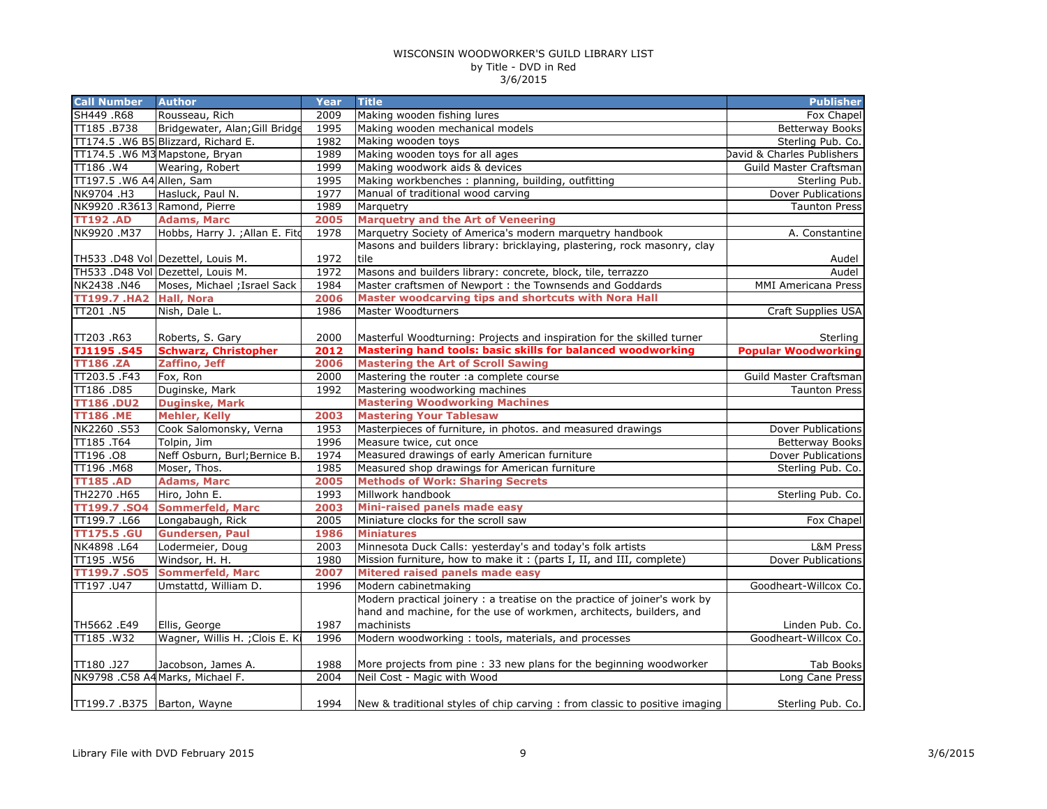WISCONSIN WOODWORKER'S GUILD LIBRARY LIST
by Title - DVD in Red
3/6/2015

| Call Number | Author | Year | Title | Publisher |
|---|---|---|---|---|
| SH449 .R68 | Rousseau, Rich | 2009 | Making wooden fishing lures | Fox Chapel |
| TT185 .B738 | Bridgewater, Alan;Gill Bridge | 1995 | Making wooden mechanical models | Betterway Books |
| TT174.5 .W6 B5 | Blizzard, Richard E. | 1982 | Making wooden toys | Sterling Pub. Co. |
| TT174.5 .W6 M3 | Mapstone, Bryan | 1989 | Making wooden toys for all ages | David & Charles Publishers |
| TT186 .W4 | Wearing, Robert | 1999 | Making woodwork aids & devices | Guild Master Craftsman |
| TT197.5 .W6 A4 | Allen, Sam | 1995 | Making workbenches : planning, building, outfitting | Sterling Pub. |
| NK9704 .H3 | Hasluck, Paul N. | 1977 | Manual of traditional wood carving | Dover Publications |
| NK9920 .R3613 | Ramond, Pierre | 1989 | Marquetry | Taunton Press |
| **TT192 .AD** | **Adams, Marc** | **2005** | **Marquetry and the Art of Veneering** | |
| NK9920 .M37 | Hobbs, Harry J. ;Allan E. Fitc | 1978 | Marquetry Society of America's modern marquetry handbook | A. Constantine |
| TH533 .D48 Vol | Dezettel, Louis M. | 1972 | Masons and builders library: bricklaying, plastering, rock masonry, clay tile | Audel |
| TH533 .D48 Vol | Dezettel, Louis M. | 1972 | Masons and builders library: concrete, block, tile, terrazzo | Audel |
| NK2438 .N46 | Moses, Michael ;Israel Sack | 1984 | Master craftsmen of Newport : the Townsends and Goddards | MMI Americana Press |
| **TT199.7 .HA2** | **Hall, Nora** | **2006** | **Master woodcarving tips and shortcuts with Nora Hall** | |
| TT201 .N5 | Nish, Dale L. | 1986 | Master Woodturners | Craft Supplies USA |
| TT203 .R63 | Roberts, S. Gary | 2000 | Masterful Woodturning: Projects and inspiration for the skilled turner | Sterling |
| **TJ1195 .S45** | **Schwarz, Christopher** | **2012** | **Mastering hand tools: basic skills for balanced woodworking** | **Popular Woodworking** |
| **TT186 .ZA** | **Zaffino, Jeff** | **2006** | **Mastering the Art of Scroll Sawing** | |
| TT203.5 .F43 | Fox, Ron | 2000 | Mastering the router :a complete course | Guild Master Craftsman |
| TT186 .D85 | Duginske, Mark | 1992 | Mastering woodworking machines | Taunton Press |
| **TT186 .DU2** | **Duginske, Mark** | | **Mastering Woodworking Machines** | |
| **TT186 .ME** | **Mehler, Kelly** | **2003** | **Mastering Your Tablesaw** | |
| NK2260 .S53 | Cook Salomonsky, Verna | 1953 | Masterpieces of furniture, in photos. and measured drawings | Dover Publications |
| TT185 .T64 | Tolpin, Jim | 1996 | Measure twice, cut once | Betterway Books |
| TT196 .O8 | Neff Osburn, Burl;Bernice B. | 1974 | Measured drawings of early American furniture | Dover Publications |
| TT196 .M68 | Moser, Thos. | 1985 | Measured shop drawings for American furniture | Sterling Pub. Co. |
| **TT185 .AD** | **Adams, Marc** | **2005** | **Methods of Work: Sharing Secrets** | |
| TH2270 .H65 | Hiro, John E. | 1993 | Millwork handbook | Sterling Pub. Co. |
| **TT199.7 .SO4** | **Sommerfeld, Marc** | **2003** | **Mini-raised panels made easy** | |
| TT199.7 .L66 | Longabaugh, Rick | 2005 | Miniature clocks for the scroll saw | Fox Chapel |
| **TT175.5 .GU** | **Gundersen, Paul** | **1986** | **Miniatures** | |
| NK4898 .L64 | Lodermeier, Doug | 2003 | Minnesota Duck Calls: yesterday's and today's folk artists | L&M Press |
| TT195 .W56 | Windsor, H. H. | 1980 | Mission furniture, how to make it : (parts I, II, and III, complete) | Dover Publications |
| **TT199.7 .SO5** | **Sommerfeld, Marc** | **2007** | **Mitered raised panels made easy** | |
| TT197 .U47 | Umstattd, William D. | 1996 | Modern cabinetmaking | Goodheart-Willcox Co. |
| TH5662 .E49 | Ellis, George | 1987 | Modern practical joinery : a treatise on the practice of joiner's work by hand and machine, for the use of workmen, architects, builders, and machinists | Linden Pub. Co. |
| TT185 .W32 | Wagner, Willis H. ;Clois E. Ki | 1996 | Modern woodworking : tools, materials, and processes | Goodheart-Willcox Co. |
| TT180 .J27 | Jacobson, James A. | 1988 | More projects from pine : 33 new plans for the beginning woodworker | Tab Books |
| NK9798 .C58 A4 | Marks, Michael F. | 2004 | Neil Cost - Magic with Wood | Long Cane Press |
| TT199.7 .B375 | Barton, Wayne | 1994 | New & traditional styles of chip carving : from classic to positive imaging | Sterling Pub. Co. |

Library File with DVD February 2015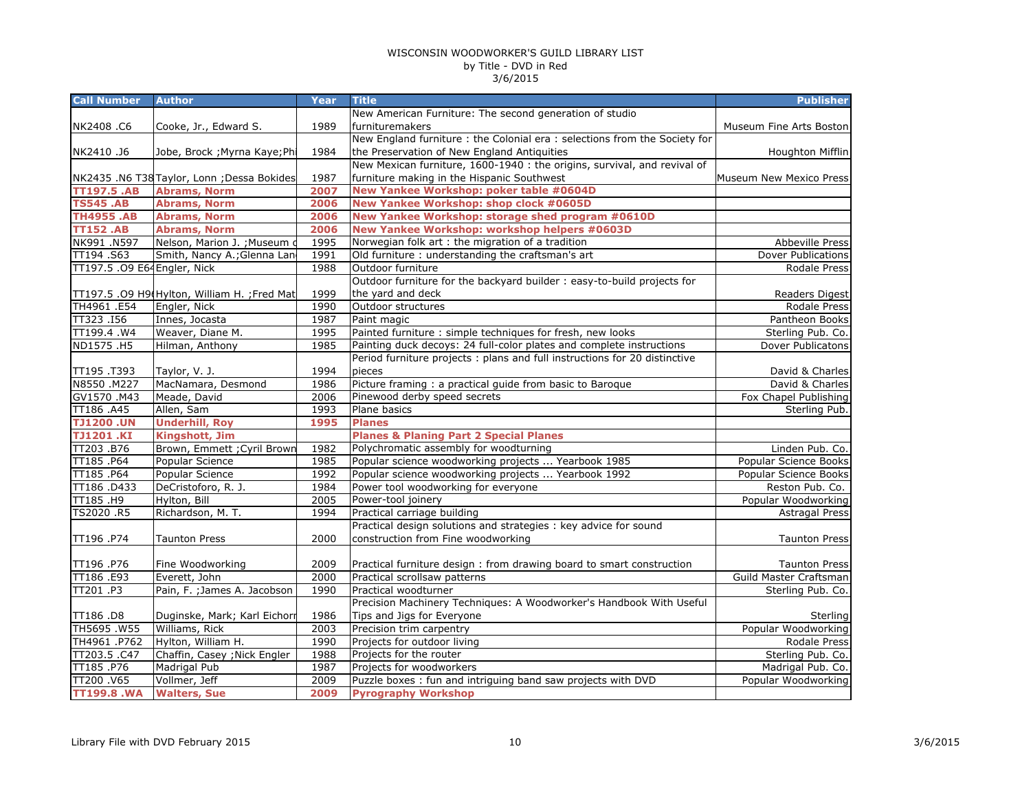WISCONSIN WOODWORKER'S GUILD LIBRARY LIST
by Title - DVD in Red
3/6/2015

| Call Number | Author | Year | Title | Publisher |
|---|---|---|---|---|
| NK2408 .C6 | Cooke, Jr., Edward S. | 1989 | New American Furniture: The second generation of studio furnituremakers | Museum Fine Arts Boston |
| NK2410 .J6 | Jobe, Brock ;Myrna Kaye;Phi | 1984 | New England furniture : the Colonial era : selections from the Society for the Preservation of New England Antiquities | Houghton Mifflin |
| NK2435 .N6 T38 | Taylor, Lonn ;Dessa Bokides | 1987 | New Mexican furniture, 1600-1940 : the origins, survival, and revival of furniture making in the Hispanic Southwest | Museum New Mexico Press |
| **TT197.5 .AB** | **Abrams, Norm** | **2007** | **New Yankee Workshop: poker table #0604D** | |
| **TS545 .AB** | **Abrams, Norm** | **2006** | **New Yankee Workshop: shop clock #0605D** | |
| **TH4955 .AB** | **Abrams, Norm** | **2006** | **New Yankee Workshop: storage shed program #0610D** | |
| **TT152 .AB** | **Abrams, Norm** | **2006** | **New Yankee Workshop: workshop helpers #0603D** | |
| NK991 .N597 | Nelson, Marion J. ;Museum o | 1995 | Norwegian folk art : the migration of a tradition | Abbeville Press |
| TT194 .S63 | Smith, Nancy A.;Glenna Lan | 1991 | Old furniture : understanding the craftsman's art | Dover Publications |
| TT197.5 .O9 E64 | Engler, Nick | 1988 | Outdoor furniture | Rodale Press |
| TT197.5 .O9 H9 | Hylton, William H. ;Fred Mat | 1999 | Outdoor furniture for the backyard builder : easy-to-build projects for the yard and deck | Readers Digest |
| TH4961 .E54 | Engler, Nick | 1990 | Outdoor structures | Rodale Press |
| TT323 .I56 | Innes, Jocasta | 1987 | Paint magic | Pantheon Books |
| TT199.4 .W4 | Weaver, Diane M. | 1995 | Painted furniture : simple techniques for fresh, new looks | Sterling Pub. Co. |
| ND1575 .H5 | Hilman, Anthony | 1985 | Painting duck decoys: 24 full-color plates and complete instructions | Dover Publicatons |
| TT195 .T393 | Taylor, V. J. | 1994 | Period furniture projects : plans and full instructions for 20 distinctive pieces | David & Charles |
| N8550 .M227 | MacNamara, Desmond | 1986 | Picture framing : a practical guide from basic to Baroque | David & Charles |
| GV1570 .M43 | Meade, David | 2006 | Pinewood derby speed secrets | Fox Chapel Publishing |
| TT186 .A45 | Allen, Sam | 1993 | Plane basics | Sterling Pub. |
| **TJ1200 .UN** | **Underhill, Roy** | **1995** | **Planes** | |
| **TJ1201 .KI** | **Kingshott, Jim** | | **Planes & Planing Part 2 Special Planes** | |
| TT203 .B76 | Brown, Emmett ;Cyril Brown | 1982 | Polychromatic assembly for woodturning | Linden Pub. Co. |
| TT185 .P64 | Popular Science | 1985 | Popular science woodworking projects ... Yearbook 1985 | Popular Science Books |
| TT185 .P64 | Popular Science | 1992 | Popular science woodworking projects ... Yearbook 1992 | Popular Science Books |
| TT186 .D433 | DeCristoforo, R. J. | 1984 | Power tool woodworking for everyone | Reston Pub. Co. |
| TT185 .H9 | Hylton, Bill | 2005 | Power-tool joinery | Popular Woodworking |
| TS2020 .R5 | Richardson, M. T. | 1994 | Practical carriage building | Astragal Press |
| TT196 .P74 | Taunton Press | 2000 | Practical design solutions and strategies : key advice for sound construction from Fine woodworking | Taunton Press |
| TT196 .P76 | Fine Woodworking | 2009 | Practical furniture design : from drawing board to smart construction | Taunton Press |
| TT186 .E93 | Everett, John | 2000 | Practical scrollsaw patterns | Guild Master Craftsman |
| TT201 .P3 | Pain, F. ;James A. Jacobson | 1990 | Practical woodturner | Sterling Pub. Co. |
| TT186 .D8 | Duginske, Mark; Karl Eichorn | 1986 | Precision Machinery Techniques: A Woodworker's Handbook With Useful Tips and Jigs for Everyone | Sterling |
| TH5695 .W55 | Williams, Rick | 2003 | Precision trim carpentry | Popular Woodworking |
| TH4961 .P762 | Hylton, William H. | 1990 | Projects for outdoor living | Rodale Press |
| TT203.5 .C47 | Chaffin, Casey ;Nick Engler | 1988 | Projects for the router | Sterling Pub. Co. |
| TT185 .P76 | Madrigal Pub | 1987 | Projects for woodworkers | Madrigal Pub. Co. |
| TT200 .V65 | Vollmer, Jeff | 2009 | Puzzle boxes : fun and intriguing band saw projects with DVD | Popular Woodworking |
| **TT199.8 .WA** | **Walters, Sue** | **2009** | **Pyrography Workshop** | |

Library File with DVD February 2015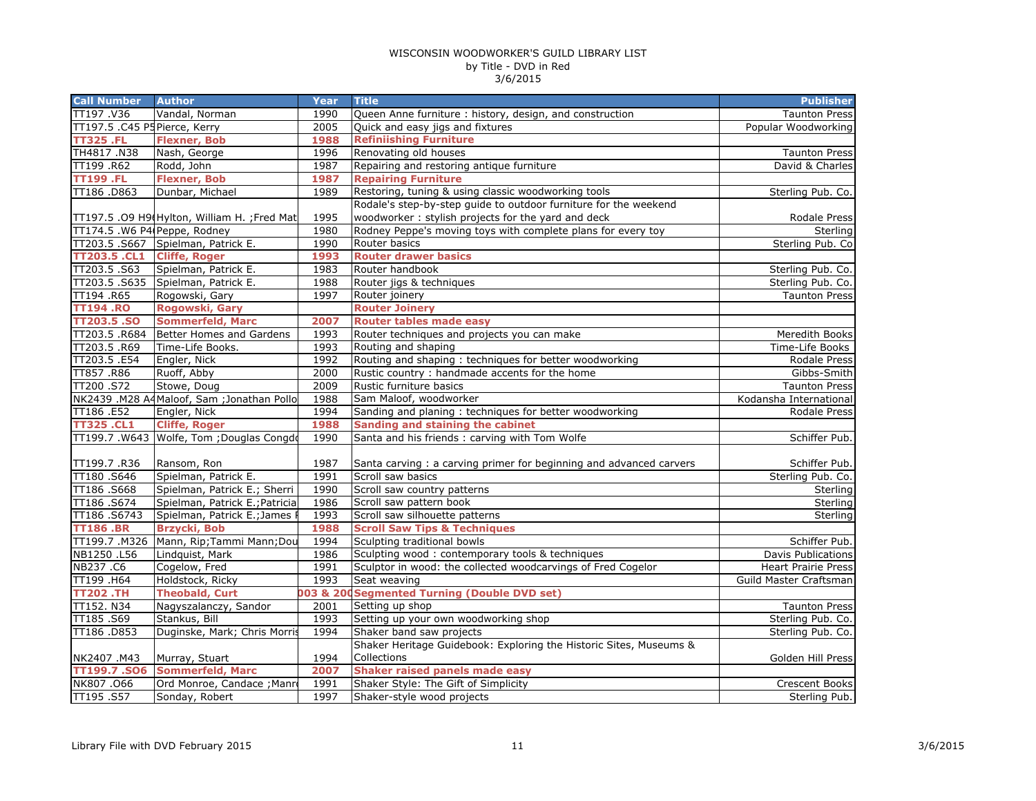WISCONSIN WOODWORKER'S GUILD LIBRARY LIST
by Title - DVD in Red
3/6/2015

| Call Number | Author | Year | Title | Publisher |
|---|---|---|---|---|
| TT197 .V36 | Vandal, Norman | 1990 | Queen Anne furniture : history, design, and construction | Taunton Press |
| TT197.5 .C45 P5 | Pierce, Kerry | 2005 | Quick and easy jigs and fixtures | Popular Woodworking |
| **TT325 .FL** | **Flexner, Bob** | **1988** | **Refiniishing Furniture** | |
| TH4817 .N38 | Nash, George | 1996 | Renovating old houses | Taunton Press |
| TT199 .R62 | Rodd, John | 1987 | Repairing and restoring antique furniture | David & Charles |
| **TT199 .FL** | **Flexner, Bob** | **1987** | **Repairing Furniture** | |
| TT186 .D863 | Dunbar, Michael | 1989 | Restoring, tuning & using classic woodworking tools | Sterling Pub. Co. |
| TT197.5 .O9 H9 | Hylton, William H. ;Fred Mat | 1995 | Rodale's step-by-step guide to outdoor furniture for the weekend woodworker : stylish projects for the yard and deck | Rodale Press |
| TT174.5 .W6 P4 | Peppe, Rodney | 1980 | Rodney Peppe's moving toys with complete plans for every toy | Sterling |
| TT203.5 .S667 | Spielman, Patrick E. | 1990 | Router basics | Sterling Pub. Co |
| **TT203.5 .CL1** | **Cliffe, Roger** | **1993** | **Router drawer basics** | |
| TT203.5 .S63 | Spielman, Patrick E. | 1983 | Router handbook | Sterling Pub. Co. |
| TT203.5 .S635 | Spielman, Patrick E. | 1988 | Router jigs & techniques | Sterling Pub. Co. |
| TT194 .R65 | Rogowski, Gary | 1997 | Router joinery | Taunton Press |
| **TT194 .RO** | **Rogowski, Gary** | | **Router Joinery** | |
| **TT203.5 .SO** | **Sommerfeld, Marc** | **2007** | **Router tables made easy** | |
| TT203.5 .R684 | Better Homes and Gardens | 1993 | Router techniques and projects you can make | Meredith Books |
| TT203.5 .R69 | Time-Life Books. | 1993 | Routing and shaping | Time-Life Books |
| TT203.5 .E54 | Engler, Nick | 1992 | Routing and shaping : techniques for better woodworking | Rodale Press |
| TT857 .R86 | Ruoff, Abby | 2000 | Rustic country : handmade accents for the home | Gibbs-Smith |
| TT200 .S72 | Stowe, Doug | 2009 | Rustic furniture basics | Taunton Press |
| NK2439 .M28 A4 | Maloof, Sam ;Jonathan Pollo | 1988 | Sam Maloof, woodworker | Kodansha International |
| TT186 .E52 | Engler, Nick | 1994 | Sanding and planing : techniques for better woodworking | Rodale Press |
| **TT325 .CL1** | **Cliffe, Roger** | **1988** | **Sanding and staining the cabinet** | |
| TT199.7 .W643 | Wolfe, Tom ;Douglas Congdo | 1990 | Santa and his friends : carving with Tom Wolfe | Schiffer Pub. |
| TT199.7 .R36 | Ransom, Ron | 1987 | Santa carving : a carving primer for beginning and advanced carvers | Schiffer Pub. |
| TT180 .S646 | Spielman, Patrick E. | 1991 | Scroll saw basics | Sterling Pub. Co. |
| TT186 .S668 | Spielman, Patrick E.; Sherri | 1990 | Scroll saw country patterns | Sterling |
| TT186 .S674 | Spielman, Patrick E.;Patricia | 1986 | Scroll saw pattern book | Sterling |
| TT186 .S6743 | Spielman, Patrick E.;James F | 1993 | Scroll saw silhouette patterns | Sterling |
| **TT186 .BR** | **Brzycki, Bob** | **1988** | **Scroll Saw Tips & Techniques** | |
| TT199.7 .M326 | Mann, Rip;Tammi Mann;Dou | 1994 | Sculpting traditional bowls | Schiffer Pub. |
| NB1250 .L56 | Lindquist, Mark | 1986 | Sculpting wood : contemporary tools & techniques | Davis Publications |
| NB237 .C6 | Cogelow, Fred | 1991 | Sculptor in wood: the collected woodcarvings of Fred Cogelor | Heart Prairie Press |
| TT199 .H64 | Holdstock, Ricky | 1993 | Seat weaving | Guild Master Craftsman |
| **TT202 .TH** | **Theobald, Curt** | **003 & 200** | **Segmented Turning (Double DVD set)** | |
| TT152. N34 | Nagyszalanczy, Sandor | 2001 | Setting up shop | Taunton Press |
| TT185 .S69 | Stankus, Bill | 1993 | Setting up your own woodworking shop | Sterling Pub. Co. |
| TT186 .D853 | Duginske, Mark; Chris Morris | 1994 | Shaker band saw projects | Sterling Pub. Co. |
| NK2407 .M43 | Murray, Stuart | 1994 | Shaker Heritage Guidebook: Exploring the Historic Sites, Museums & Collections | Golden Hill Press |
| **TT199.7 .SO6** | **Sommerfeld, Marc** | **2007** | **Shaker raised panels made easy** | |
| NK807 .O66 | Ord Monroe, Candace ;Manr | 1991 | Shaker Style: The Gift of Simplicity | Crescent Books |
| TT195 .S57 | Sonday, Robert | 1997 | Shaker-style wood projects | Sterling Pub. |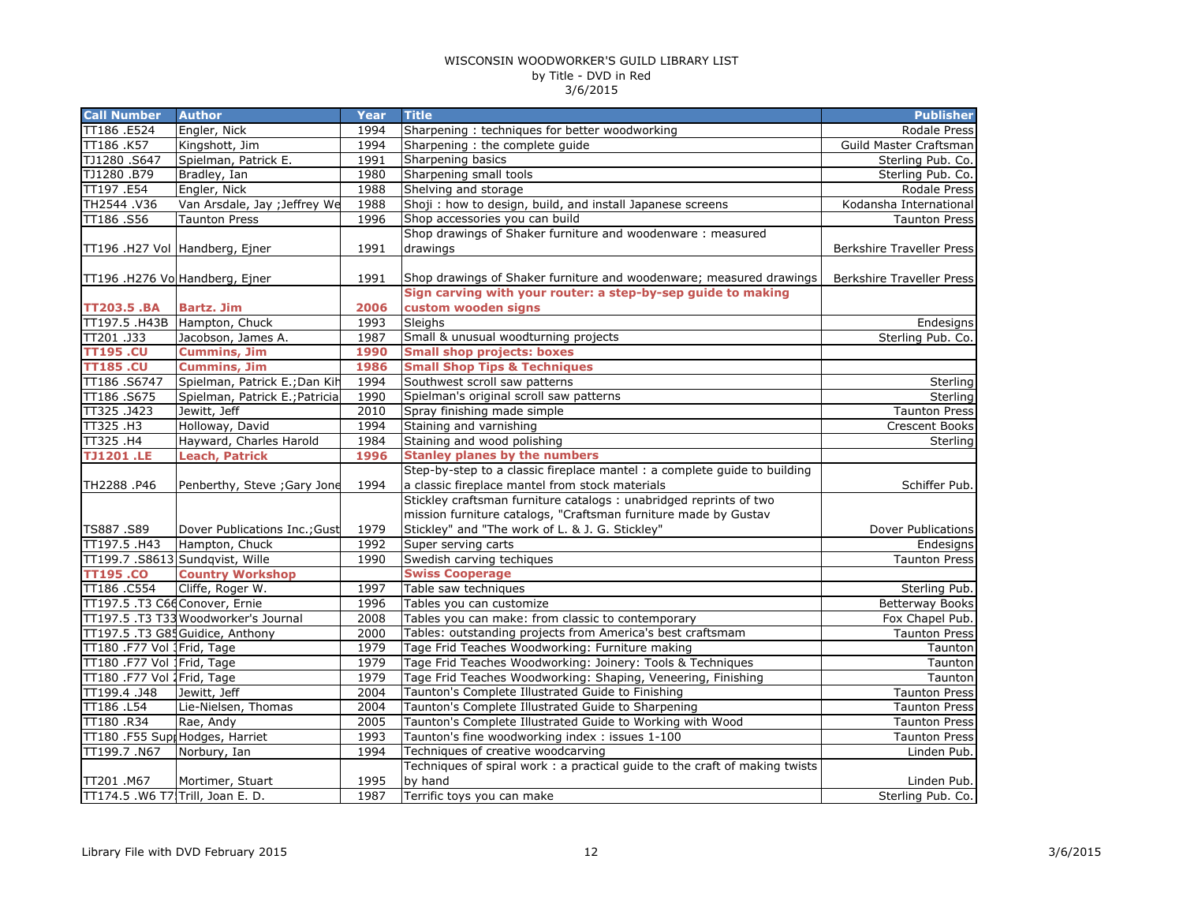WISCONSIN WOODWORKER'S GUILD LIBRARY LIST
by Title - DVD in Red
3/6/2015

| Call Number | Author | Year | Title | Publisher |
|---|---|---|---|---|
| TT186 .E524 | Engler, Nick | 1994 | Sharpening : techniques for better woodworking | Rodale Press |
| TT186 .K57 | Kingshott, Jim | 1994 | Sharpening : the complete guide | Guild Master Craftsman |
| TJ1280 .S647 | Spielman, Patrick E. | 1991 | Sharpening basics | Sterling Pub. Co. |
| TJ1280 .B79 | Bradley, Ian | 1980 | Sharpening small tools | Sterling Pub. Co. |
| TT197 .E54 | Engler, Nick | 1988 | Shelving and storage | Rodale Press |
| TH2544 .V36 | Van Arsdale, Jay ;Jeffrey We | 1988 | Shoji : how to design, build, and install Japanese screens | Kodansha International |
| TT186 .S56 | Taunton Press | 1996 | Shop accessories you can build | Taunton Press |
| TT196 .H27 Vol | Handberg, Ejner | 1991 | Shop drawings of Shaker furniture and woodenware : measured drawings | Berkshire Traveller Press |
| TT196 .H276 Vo | Handberg, Ejner | 1991 | Shop drawings of Shaker furniture and woodenware; measured drawings | Berkshire Traveller Press |
| **TT203.5 .BA** | **Bartz. Jim** | **2006** | **Sign carving with your router: a step-by-sep guide to making custom wooden signs** | |
| TT197.5 .H43B | Hampton, Chuck | 1993 | Sleighs | Endesigns |
| TT201 .J33 | Jacobson, James A. | 1987 | Small & unusual woodturning projects | Sterling Pub. Co. |
| **TT195 .CU** | **Cummins, Jim** | **1990** | **Small shop projects: boxes** | |
| **TT185 .CU** | **Cummins, Jim** | **1986** | **Small Shop Tips & Techniques** | |
| TT186 .S6747 | Spielman, Patrick E.;Dan Kih | 1994 | Southwest scroll saw patterns | Sterling |
| TT186 .S675 | Spielman, Patrick E.;Patricia | 1990 | Spielman's original scroll saw patterns | Sterling |
| TT325 .J423 | Jewitt, Jeff | 2010 | Spray finishing made simple | Taunton Press |
| TT325 .H3 | Holloway, David | 1994 | Staining and varnishing | Crescent Books |
| TT325 .H4 | Hayward, Charles Harold | 1984 | Staining and wood polishing | Sterling |
| **TJ1201 .LE** | **Leach, Patrick** | **1996** | **Stanley planes by the numbers** | |
| TH2288 .P46 | Penberthy, Steve ;Gary Jone | 1994 | Step-by-step to a classic fireplace mantel : a complete guide to building a classic fireplace mantel from stock materials | Schiffer Pub. |
| TS887 .S89 | Dover Publications Inc.;Gust | 1979 | Stickley craftsman furniture catalogs : unabridged reprints of two mission furniture catalogs, "Craftsman furniture made by Gustav Stickley" and "The work of L. & J. G. Stickley" | Dover Publications |
| TT197.5 .H43 | Hampton, Chuck | 1992 | Super serving carts | Endesigns |
| TT199.7 .S8613 | Sundqvist, Wille | 1990 | Swedish carving techiques | Taunton Press |
| **TT195 .CO** | **Country Workshop** | | **Swiss Cooperage** | |
| TT186 .C554 | Cliffe, Roger W. | 1997 | Table saw techniques | Sterling Pub. |
| TT197.5 .T3 C66 | Conover, Ernie | 1996 | Tables you can customize | Betterway Books |
| TT197.5 .T3 T33 | Woodworker's Journal | 2008 | Tables you can make: from classic to contemporary | Fox Chapel Pub. |
| TT197.5 .T3 G85 | Guidice, Anthony | 2000 | Tables: outstanding projects from America's best craftsmam | Taunton Press |
| TT180 .F77 Vol | Frid, Tage | 1979 | Tage Frid Teaches Woodworking: Furniture making | Taunton |
| TT180 .F77 Vol | Frid, Tage | 1979 | Tage Frid Teaches Woodworking: Joinery: Tools & Techniques | Taunton |
| TT180 .F77 Vol | Frid, Tage | 1979 | Tage Frid Teaches Woodworking: Shaping, Veneering, Finishing | Taunton |
| TT199.4 .J48 | Jewitt, Jeff | 2004 | Taunton's Complete Illustrated Guide to Finishing | Taunton Press |
| TT186 .L54 | Lie-Nielsen, Thomas | 2004 | Taunton's Complete Illustrated Guide to Sharpening | Taunton Press |
| TT180 .R34 | Rae, Andy | 2005 | Taunton's Complete Illustrated Guide to Working with Wood | Taunton Press |
| TT180 .F55 Supp | Hodges, Harriet | 1993 | Taunton's fine woodworking index : issues 1-100 | Taunton Press |
| TT199.7 .N67 | Norbury, Ian | 1994 | Techniques of creative woodcarving | Linden Pub. |
| TT201 .M67 | Mortimer, Stuart | 1995 | Techniques of spiral work : a practical guide to the craft of making twists by hand | Linden Pub. |
| TT174.5 .W6 T7 | Trill, Joan E. D. | 1987 | Terrific toys you can make | Sterling Pub. Co. |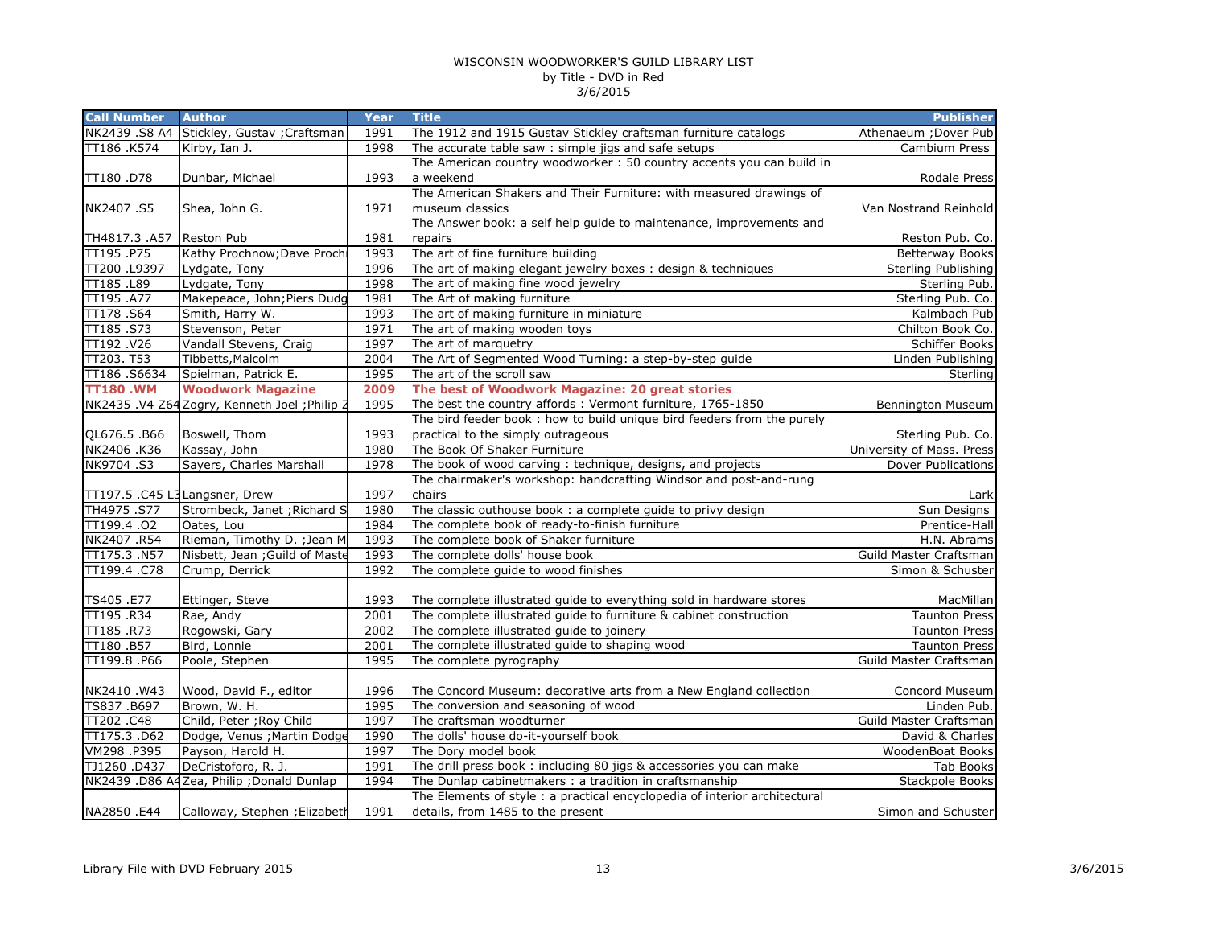# WISCONSIN WOODWORKER'S GUILD LIBRARY LIST
by Title - DVD in Red
3/6/2015

| Call Number | Author | Year | Title | Publisher |
|---|---|---|---|---|
| NK2439 .S8 A4 | Stickley, Gustav ;Craftsman | 1991 | The 1912 and 1915 Gustav Stickley craftsman furniture catalogs | Athenaeum ;Dover Pub |
| TT186 .K574 | Kirby, Ian J. | 1998 | The accurate table saw : simple jigs and safe setups | Cambium Press |
| TT180 .D78 | Dunbar, Michael | 1993 | The American country woodworker : 50 country accents you can build in a weekend | Rodale Press |
| NK2407 .S5 | Shea, John G. | 1971 | The American Shakers and Their Furniture: with measured drawings of museum classics | Van Nostrand Reinhold |
| TH4817.3 .A57 | Reston Pub | 1981 | The Answer book: a self help guide to maintenance, improvements and repairs | Reston Pub. Co. |
| TT195 .P75 | Kathy Prochnow;Dave Proch | 1993 | The art of fine furniture building | Betterway Books |
| TT200 .L9397 | Lydgate, Tony | 1996 | The art of making elegant jewelry boxes : design & techniques | Sterling Publishing |
| TT185 .L89 | Lydgate, Tony | 1998 | The art of making fine wood jewelry | Sterling Pub. |
| TT195 .A77 | Makepeace, John;Piers Dudg | 1981 | The Art of making furniture | Sterling Pub. Co. |
| TT178 .S64 | Smith, Harry W. | 1993 | The art of making furniture in miniature | Kalmbach Pub |
| TT185 .S73 | Stevenson, Peter | 1971 | The art of making wooden toys | Chilton Book Co. |
| TT192 .V26 | Vandall Stevens, Craig | 1997 | The art of marquetry | Schiffer Books |
| TT203. T53 | Tibbetts,Malcolm | 2004 | The Art of Segmented Wood Turning: a step-by-step guide | Linden Publishing |
| TT186 .S6634 | Spielman, Patrick E. | 1995 | The art of the scroll saw | Sterling |
| **TT180 .WM** | **Woodwork Magazine** | **2009** | **The best of Woodwork Magazine: 20 great stories** | |
| NK2435 .V4 Z64 | Zogry, Kenneth Joel ;Philip Z | 1995 | The best the country affords : Vermont furniture, 1765-1850 | Bennington Museum |
| QL676.5 .B66 | Boswell, Thom | 1993 | The bird feeder book : how to build unique bird feeders from the purely practical to the simply outrageous | Sterling Pub. Co. |
| NK2406 .K36 | Kassay, John | 1980 | The Book Of Shaker Furniture | University of Mass. Press |
| NK9704 .S3 | Sayers, Charles Marshall | 1978 | The book of wood carving : technique, designs, and projects | Dover Publications |
| TT197.5 .C45 L3 | Langsner, Drew | 1997 | The chairmaker's workshop: handcrafting Windsor and post-and-rung chairs | Lark |
| TH4975 .S77 | Strombeck, Janet ;Richard S | 1980 | The classic outhouse book : a complete guide to privy design | Sun Designs |
| TT199.4 .O2 | Oates, Lou | 1984 | The complete book of ready-to-finish furniture | Prentice-Hall |
| NK2407 .R54 | Rieman, Timothy D. ;Jean M | 1993 | The complete book of Shaker furniture | H.N. Abrams |
| TT175.3 .N57 | Nisbett, Jean ;Guild of Maste | 1993 | The complete dolls' house book | Guild Master Craftsman |
| TT199.4 .C78 | Crump, Derrick | 1992 | The complete guide to wood finishes | Simon & Schuster |
| TS405 .E77 | Ettinger, Steve | 1993 | The complete illustrated guide to everything sold in hardware stores | MacMillan |
| TT195 .R34 | Rae, Andy | 2001 | The complete illustrated guide to furniture & cabinet construction | Taunton Press |
| TT185 .R73 | Rogowski, Gary | 2002 | The complete illustrated guide to joinery | Taunton Press |
| TT180 .B57 | Bird, Lonnie | 2001 | The complete illustrated guide to shaping wood | Taunton Press |
| TT199.8 .P66 | Poole, Stephen | 1995 | The complete pyrography | Guild Master Craftsman |
| NK2410 .W43 | Wood, David F., editor | 1996 | The Concord Museum: decorative arts from a New England collection | Concord Museum |
| TS837 .B697 | Brown, W. H. | 1995 | The conversion and seasoning of wood | Linden Pub. |
| TT202 .C48 | Child, Peter ;Roy Child | 1997 | The craftsman woodturner | Guild Master Craftsman |
| TT175.3 .D62 | Dodge, Venus ;Martin Dodge | 1990 | The dolls' house do-it-yourself book | David & Charles |
| VM298 .P395 | Payson, Harold H. | 1997 | The Dory model book | WoodenBoat Books |
| TJ1260 .D437 | DeCristoforo, R. J. | 1991 | The drill press book : including 80 jigs & accessories you can make | Tab Books |
| NK2439 .D86 A4 | Zea, Philip ;Donald Dunlap | 1994 | The Dunlap cabinetmakers : a tradition in craftsmanship | Stackpole Books |
| NA2850 .E44 | Calloway, Stephen ;Elizabeth | 1991 | The Elements of style : a practical encyclopedia of interior architectural details, from 1485 to the present | Simon and Schuster |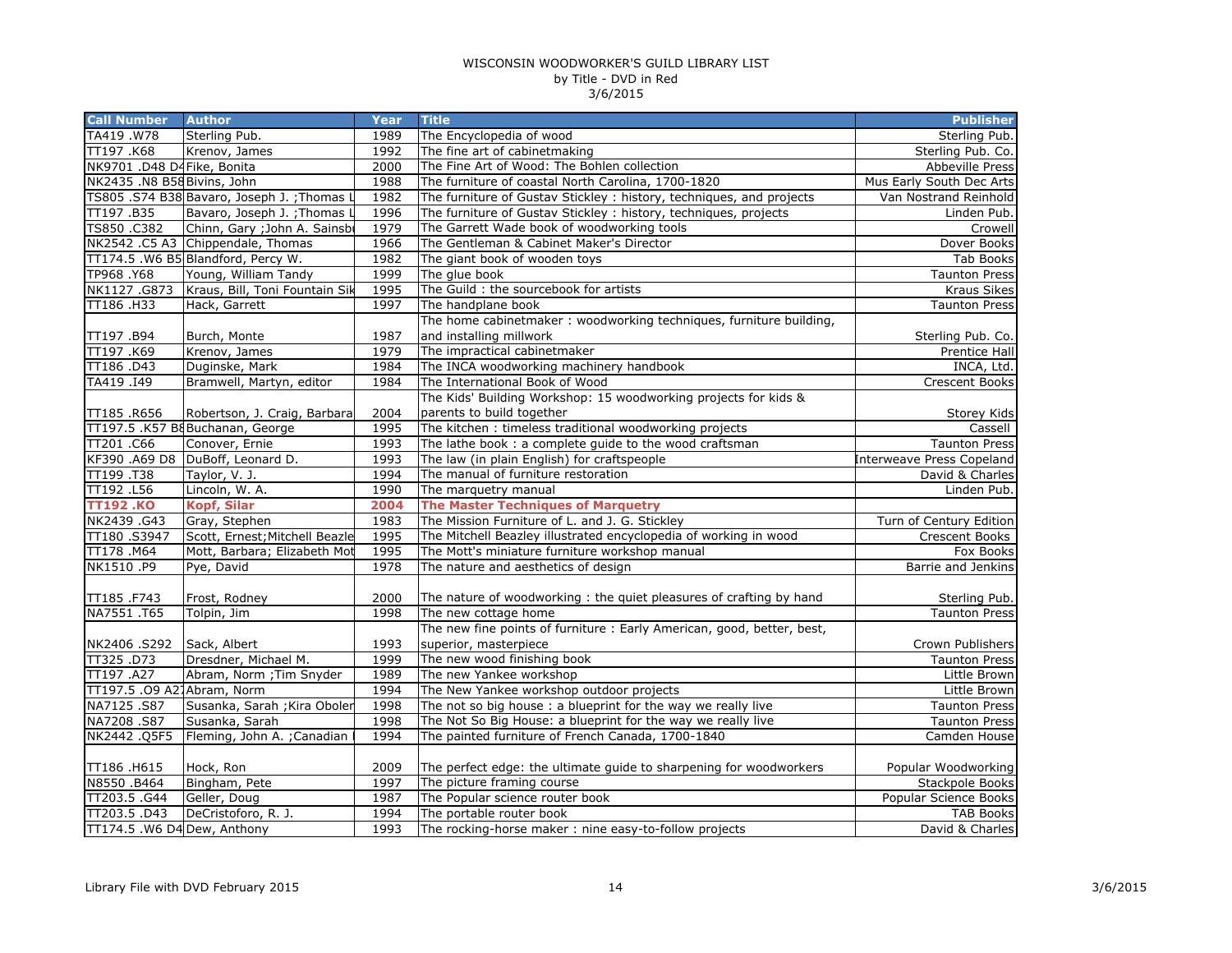WISCONSIN WOODWORKER'S GUILD LIBRARY LIST
by Title - DVD in Red
3/6/2015

| Call Number | Author | Year | Title | Publisher |
|---|---|---|---|---|
| TA419 .W78 | Sterling Pub. | 1989 | The Encyclopedia of wood | Sterling Pub. |
| TT197 .K68 | Krenov, James | 1992 | The fine art of cabinetmaking | Sterling Pub. Co. |
| NK9701 .D48 D4 | Fike, Bonita | 2000 | The Fine Art of Wood: The Bohlen collection | Abbeville Press |
| NK2435 .N8 B58 | Bivins, John | 1988 | The furniture of coastal North Carolina, 1700-1820 | Mus Early South Dec Arts |
| TS805 .S74 B38 | Bavaro, Joseph J. ;Thomas L | 1982 | The furniture of Gustav Stickley : history, techniques, and projects | Van Nostrand Reinhold |
| TT197 .B35 | Bavaro, Joseph J. ;Thomas L | 1996 | The furniture of Gustav Stickley : history, techniques, projects | Linden Pub. |
| TS850 .C382 | Chinn, Gary ;John A. Sainsb | 1979 | The Garrett Wade book of woodworking tools | Crowell |
| NK2542 .C5 A3 | Chippendale, Thomas | 1966 | The Gentleman & Cabinet Maker's Director | Dover Books |
| TT174.5 .W6 B5 | Blandford, Percy W. | 1982 | The giant book of wooden toys | Tab Books |
| TP968 .Y68 | Young, William Tandy | 1999 | The glue book | Taunton Press |
| NK1127 .G873 | Kraus, Bill, Toni Fountain Sik | 1995 | The Guild : the sourcebook for artists | Kraus Sikes |
| TT186 .H33 | Hack, Garrett | 1997 | The handplane book | Taunton Press |
| TT197 .B94 | Burch, Monte | 1987 | The home cabinetmaker : woodworking techniques, furniture building, and installing millwork | Sterling Pub. Co. |
| TT197 .K69 | Krenov, James | 1979 | The impractical cabinetmaker | Prentice Hall |
| TT186 .D43 | Duginske, Mark | 1984 | The INCA woodworking machinery handbook | INCA, Ltd. |
| TA419 .I49 | Bramwell, Martyn, editor | 1984 | The International Book of Wood | Crescent Books |
| TT185 .R656 | Robertson, J. Craig, Barbara | 2004 | The Kids' Building Workshop: 15 woodworking projects for kids & parents to build together | Storey Kids |
| TT197.5 .K57 B8 | Buchanan, George | 1995 | The kitchen : timeless traditional woodworking projects | Cassell |
| TT201 .C66 | Conover, Ernie | 1993 | The lathe book : a complete guide to the wood craftsman | Taunton Press |
| KF390 .A69 D8 | DuBoff, Leonard D. | 1993 | The law (in plain English) for craftspeople | Interweave Press Copeland |
| TT199 .T38 | Taylor, V. J. | 1994 | The manual of furniture restoration | David & Charles |
| TT192 .L56 | Lincoln, W. A. | 1990 | The marquetry manual | Linden Pub. |
| **TT192 .KO** | **Kopf, Silar** | **2004** | **The Master Techniques of Marquetry** | |
| NK2439 .G43 | Gray, Stephen | 1983 | The Mission Furniture of L. and J. G. Stickley | Turn of Century Edition |
| TT180 .S3947 | Scott, Ernest;Mitchell Beazle | 1995 | The Mitchell Beazley illustrated encyclopedia of working in wood | Crescent Books |
| TT178 .M64 | Mott, Barbara; Elizabeth Mot | 1995 | The Mott's miniature furniture workshop manual | Fox Books |
| NK1510 .P9 | Pye, David | 1978 | The nature and aesthetics of design | Barrie and Jenkins |
| TT185 .F743 | Frost, Rodney | 2000 | The nature of woodworking : the quiet pleasures of crafting by hand | Sterling Pub. |
| NA7551 .T65 | Tolpin, Jim | 1998 | The new cottage home | Taunton Press |
| NK2406 .S292 | Sack, Albert | 1993 | The new fine points of furniture : Early American, good, better, best, superior, masterpiece | Crown Publishers |
| TT325 .D73 | Dresdner, Michael M. | 1999 | The new wood finishing book | Taunton Press |
| TT197 .A27 | Abram, Norm ;Tim Snyder | 1989 | The new Yankee workshop | Little Brown |
| TT197.5 .O9 A2 | Abram, Norm | 1994 | The New Yankee workshop outdoor projects | Little Brown |
| NA7125 .S87 | Susanka, Sarah ;Kira Oboler | 1998 | The not so big house : a blueprint for the way we really live | Taunton Press |
| NA7208 .S87 | Susanka, Sarah | 1998 | The Not So Big House: a blueprint for the way we really live | Taunton Press |
| NK2442 .Q5F5 | Fleming, John A. ;Canadian | 1994 | The painted furniture of French Canada, 1700-1840 | Camden House |
| TT186 .H615 | Hock, Ron | 2009 | The perfect edge: the ultimate guide to sharpening for woodworkers | Popular Woodworking |
| N8550 .B464 | Bingham, Pete | 1997 | The picture framing course | Stackpole Books |
| TT203.5 .G44 | Geller, Doug | 1987 | The Popular science router book | Popular Science Books |
| TT203.5 .D43 | DeCristoforo, R. J. | 1994 | The portable router book | TAB Books |
| TT174.5 .W6 D4 | Dew, Anthony | 1993 | The rocking-horse maker : nine easy-to-follow projects | David & Charles |

Library File with DVD February 2015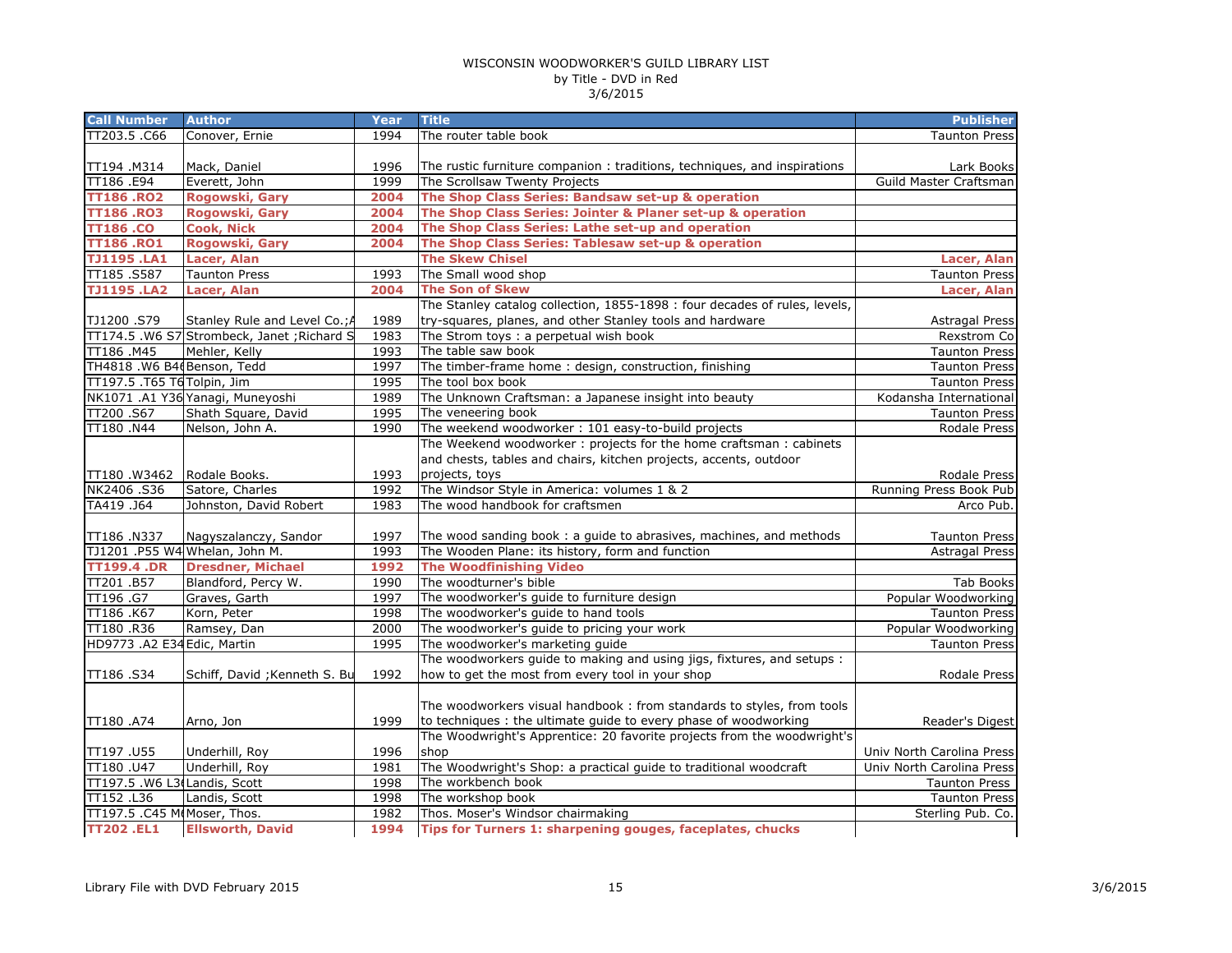WISCONSIN WOODWORKER'S GUILD LIBRARY LIST
by Title - DVD in Red
3/6/2015

| Call Number | Author | Year | Title | Publisher |
|---|---|---|---|---|
| TT203.5 .C66 | Conover, Ernie | 1994 | The router table book | Taunton Press |
| TT194 .M314 | Mack, Daniel | 1996 | The rustic furniture companion : traditions, techniques, and inspirations | Lark Books |
| TT186 .E94 | Everett, John | 1999 | The Scrollsaw Twenty Projects | Guild Master Craftsman |
| **TT186 .RO2** | **Rogowski, Gary** | **2004** | **The Shop Class Series: Bandsaw set-up & operation** | |
| **TT186 .RO3** | **Rogowski, Gary** | **2004** | **The Shop Class Series: Jointer & Planer set-up & operation** | |
| **TT186 .CO** | **Cook, Nick** | **2004** | **The Shop Class Series: Lathe set-up and operation** | |
| **TT186 .RO1** | **Rogowski, Gary** | **2004** | **The Shop Class Series: Tablesaw set-up & operation** | |
| **TJ1195 .LA1** | **Lacer, Alan** | | **The Skew Chisel** | **Lacer, Alan** |
| TT185 .S587 | Taunton Press | 1993 | The Small wood shop | Taunton Press |
| **TJ1195 .LA2** | **Lacer, Alan** | **2004** | **The Son of Skew** | **Lacer, Alan** |
| TJ1200 .S79 | Stanley Rule and Level Co.;A | 1989 | The Stanley catalog collection, 1855-1898 : four decades of rules, levels, try-squares, planes, and other Stanley tools and hardware | Astragal Press |
| TT174.5 .W6 S7 | Strombeck, Janet ;Richard S | 1983 | The Strom toys : a perpetual wish book | Rexstrom Co |
| TT186 .M45 | Mehler, Kelly | 1993 | The table saw book | Taunton Press |
| TH4818 .W6 B46 | Benson, Tedd | 1997 | The timber-frame home : design, construction, finishing | Taunton Press |
| TT197.5 .T65 T6 | Tolpin, Jim | 1995 | The tool box book | Taunton Press |
| NK1071 .A1 Y36 | Yanagi, Muneyoshi | 1989 | The Unknown Craftsman: a Japanese insight into beauty | Kodansha International |
| TT200 .S67 | Shath Square, David | 1995 | The veneering book | Taunton Press |
| TT180 .N44 | Nelson, John A. | 1990 | The weekend woodworker : 101 easy-to-build projects | Rodale Press |
| TT180 .W3462 | Rodale Books. | 1993 | The Weekend woodworker : projects for the home craftsman : cabinets and chests, tables and chairs, kitchen projects, accents, outdoor projects, toys | Rodale Press |
| NK2406 .S36 | Satore, Charles | 1992 | The Windsor Style in America: volumes 1 & 2 | Running Press Book Pub |
| TA419 .J64 | Johnston, David Robert | 1983 | The wood handbook for craftsmen | Arco Pub. |
| TT186 .N337 | Nagyszalanczy, Sandor | 1997 | The wood sanding book : a guide to abrasives, machines, and methods | Taunton Press |
| TJ1201 .P55 W4 | Whelan, John M. | 1993 | The Wooden Plane: its history, form and function | Astragal Press |
| **TT199.4 .DR** | **Dresdner, Michael** | **1992** | **The Woodfinishing Video** | |
| TT201 .B57 | Blandford, Percy W. | 1990 | The woodturner's bible | Tab Books |
| TT196 .G7 | Graves, Garth | 1997 | The woodworker's guide to furniture design | Popular Woodworking |
| TT186 .K67 | Korn, Peter | 1998 | The woodworker's guide to hand tools | Taunton Press |
| TT180 .R36 | Ramsey, Dan | 2000 | The woodworker's guide to pricing your work | Popular Woodworking |
| HD9773 .A2 E34 | Edic, Martin | 1995 | The woodworker's marketing guide | Taunton Press |
| TT186 .S34 | Schiff, David ;Kenneth S. Bu | 1992 | The woodworkers guide to making and using jigs, fixtures, and setups : how to get the most from every tool in your shop | Rodale Press |
| TT180 .A74 | Arno, Jon | 1999 | The woodworkers visual handbook : from standards to styles, from tools to techniques : the ultimate guide to every phase of woodworking | Reader's Digest |
| TT197 .U55 | Underhill, Roy | 1996 | The Woodwright's Apprentice: 20 favorite projects from the woodwright's shop | Univ North Carolina Press |
| TT180 .U47 | Underhill, Roy | 1981 | The Woodwright's Shop: a practical guide to traditional woodcraft | Univ North Carolina Press |
| TT197.5 .W6 L3 | Landis, Scott | 1998 | The workbench book | Taunton Press |
| TT152 .L36 | Landis, Scott | 1998 | The workshop book | Taunton Press |
| TT197.5 .C45 M6 | Moser, Thos. | 1982 | Thos. Moser's Windsor chairmaking | Sterling Pub. Co. |
| **TT202 .EL1** | **Ellsworth, David** | **1994** | **Tips for Turners 1: sharpening gouges, faceplates, chucks** | |

Library File with DVD February 2015 3/6/2015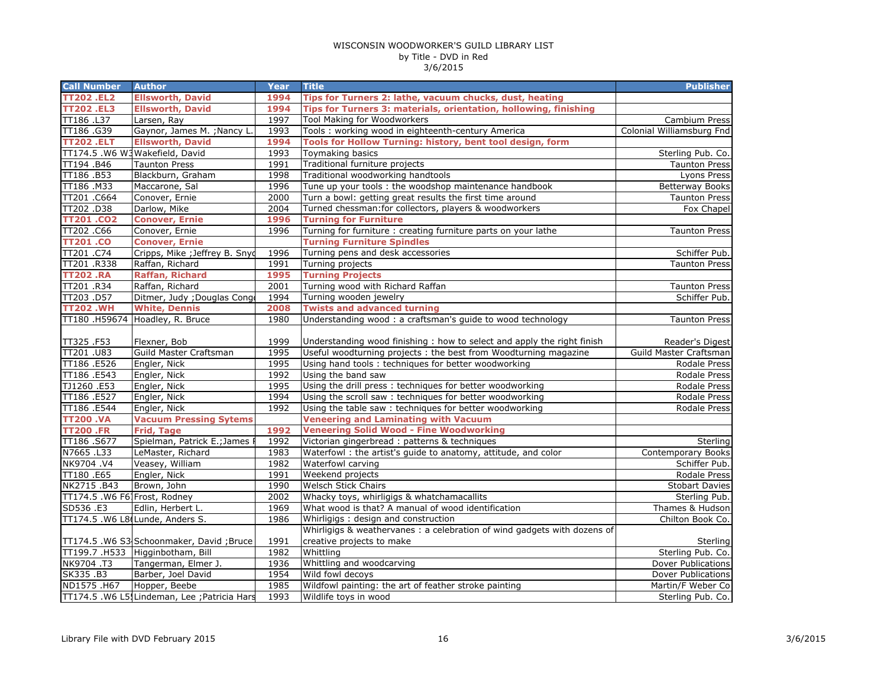WISCONSIN WOODWORKER'S GUILD LIBRARY LIST
by Title - DVD in Red
3/6/2015

| Call Number | Author | Year | Title | Publisher |
|---|---|---|---|---|
| **TT202 .EL2** | **Ellsworth, David** | **1994** | **Tips for Turners 2: lathe, vacuum chucks, dust, heating** | |
| **TT202 .EL3** | **Ellsworth, David** | **1994** | **Tips for Turners 3: materials, orientation, hollowing, finishing** | |
| TT186 .L37 | Larsen, Ray | 1997 | Tool Making for Woodworkers | Cambium Press |
| TT186 .G39 | Gaynor, James M. ;Nancy L. | 1993 | Tools : working wood in eighteenth-century America | Colonial Williamsburg Fnd |
| **TT202 .ELT** | **Ellsworth, David** | **1994** | **Tools for Hollow Turning: history, bent tool design, form** | |
| TT174.5 .W6 W3 | Wakefield, David | 1993 | Toymaking basics | Sterling Pub. Co. |
| TT194 .B46 | Taunton Press | 1991 | Traditional furniture projects | Taunton Press |
| TT186 .B53 | Blackburn, Graham | 1998 | Traditional woodworking handtools | Lyons Press |
| TT186 .M33 | Maccarone, Sal | 1996 | Tune up your tools : the woodshop maintenance handbook | Betterway Books |
| TT201 .C664 | Conover, Ernie | 2000 | Turn a bowl: getting great results the first time around | Taunton Press |
| TT202 .D38 | Darlow, Mike | 2004 | Turned chessman:for collectors, players & woodworkers | Fox Chapel |
| **TT201 .CO2** | **Conover, Ernie** | **1996** | **Turning for Furniture** | |
| TT202 .C66 | Conover, Ernie | 1996 | Turning for furniture : creating furniture parts on your lathe | Taunton Press |
| **TT201 .CO** | **Conover, Ernie** | | **Turning Furniture Spindles** | |
| TT201 .C74 | Cripps, Mike ;Jeffrey B. Snyd | 1996 | Turning pens and desk accessories | Schiffer Pub. |
| TT201 .R338 | Raffan, Richard | 1991 | Turning projects | Taunton Press |
| **TT202 .RA** | **Raffan, Richard** | **1995** | **Turning Projects** | |
| TT201 .R34 | Raffan, Richard | 2001 | Turning wood with Richard Raffan | Taunton Press |
| TT203 .D57 | Ditmer, Judy ;Douglas Cong | 1994 | Turning wooden jewelry | Schiffer Pub. |
| **TT202 .WH** | **White, Dennis** | **2008** | **Twists and advanced turning** | |
| TT180 .H59674 | Hoadley, R. Bruce | 1980 | Understanding wood : a craftsman's guide to wood technology | Taunton Press |
| TT325 .F53 | Flexner, Bob | 1999 | Understanding wood finishing : how to select and apply the right finish | Reader's Digest |
| TT201 .U83 | Guild Master Craftsman | 1995 | Useful woodturning projects : the best from Woodturning magazine | Guild Master Craftsman |
| TT186 .E526 | Engler, Nick | 1995 | Using hand tools : techniques for better woodworking | Rodale Press |
| TT186 .E543 | Engler, Nick | 1992 | Using the band saw | Rodale Press |
| TJ1260 .E53 | Engler, Nick | 1995 | Using the drill press : techniques for better woodworking | Rodale Press |
| TT186 .E527 | Engler, Nick | 1994 | Using the scroll saw : techniques for better woodworking | Rodale Press |
| TT186 .E544 | Engler, Nick | 1992 | Using the table saw : techniques for better woodworking | Rodale Press |
| **TT200 .VA** | **Vacuum Pressing Sytems** | | **Veneering and Laminating with Vacuum** | |
| **TT200 .FR** | **Frid, Tage** | **1992** | **Veneering Solid Wood - Fine Woodworking** | |
| TT186 .S677 | Spielman, Patrick E.;James F | 1992 | Victorian gingerbread : patterns & techniques | Sterling |
| N7665 .L33 | LeMaster, Richard | 1983 | Waterfowl : the artist's guide to anatomy, attitude, and color | Contemporary Books |
| NK9704 .V4 | Veasey, William | 1982 | Waterfowl carving | Schiffer Pub. |
| TT180 .E65 | Engler, Nick | 1991 | Weekend projects | Rodale Press |
| NK2715 .B43 | Brown, John | 1990 | Welsch Stick Chairs | Stobart Davies |
| TT174.5 .W6 F6 | Frost, Rodney | 2002 | Whacky toys, whirligigs & whatchamacallits | Sterling Pub. |
| SD536 .E3 | Edlin, Herbert L. | 1969 | What wood is that? A manual of wood identification | Thames & Hudson |
| TT174.5 .W6 L8 | Lunde, Anders S. | 1986 | Whirligigs : design and construction | Chilton Book Co. |
| TT174.5 .W6 S3 | Schoonmaker, David ;Bruce | 1991 | Whirligigs & weathervanes : a celebration of wind gadgets with dozens of creative projects to make | Sterling |
| TT199.7 .H533 | Higginbotham, Bill | 1982 | Whittling | Sterling Pub. Co. |
| NK9704 .T3 | Tangerman, Elmer J. | 1936 | Whittling and woodcarving | Dover Publications |
| SK335 .B3 | Barber, Joel David | 1954 | Wild fowl decoys | Dover Publications |
| ND1575 .H67 | Hopper, Beebe | 1985 | Wildfowl painting: the art of feather stroke painting | Martin/F Weber Co |
| TT174.5 .W6 L5 | Lindeman, Lee ;Patricia Hars | 1993 | Wildlife toys in wood | Sterling Pub. Co. |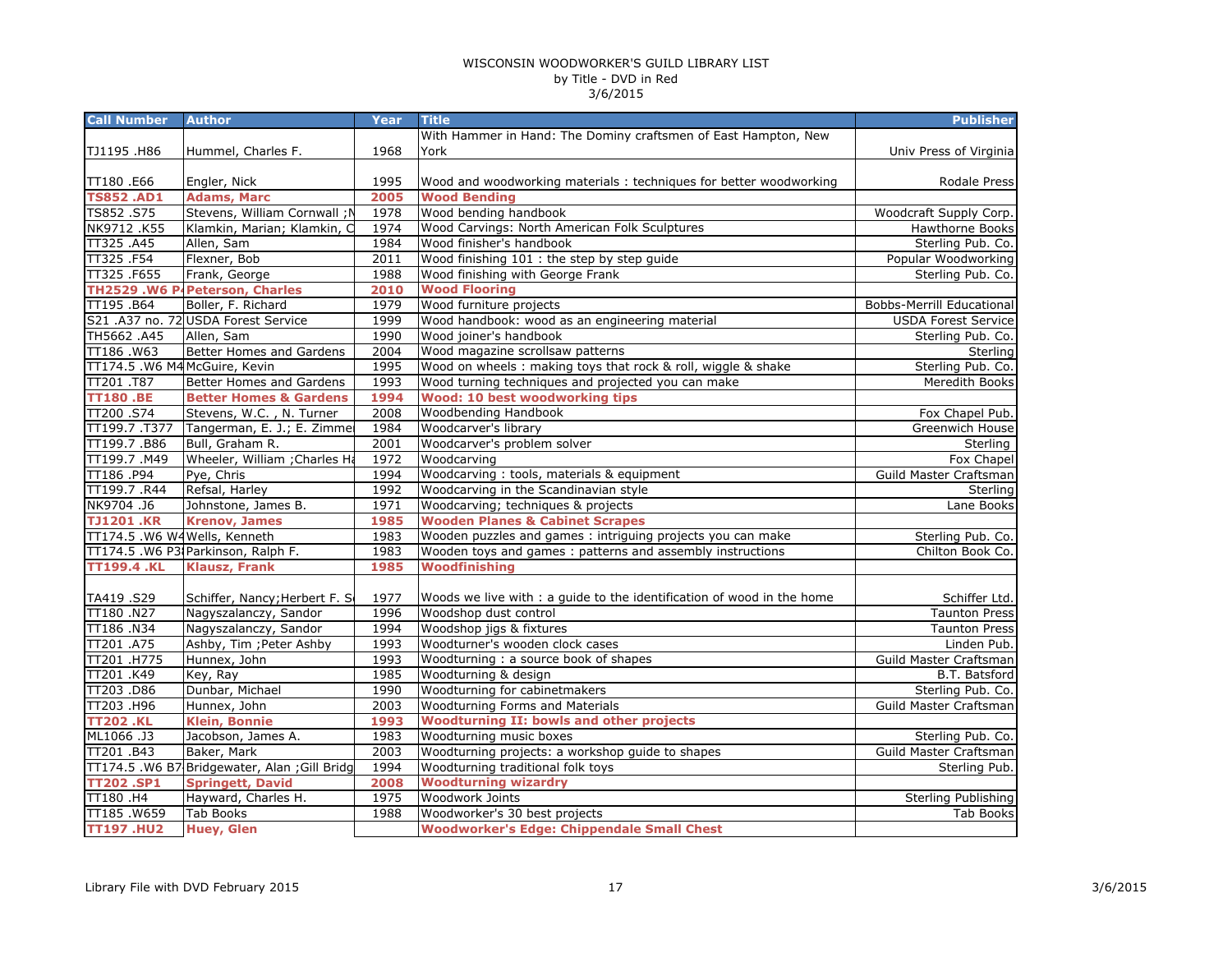WISCONSIN WOODWORKER'S GUILD LIBRARY LIST
by Title - DVD in Red
3/6/2015

| Call Number | Author | Year | Title | Publisher |
|---|---|---|---|---|
| TJ1195 .H86 | Hummel, Charles F. | 1968 | With Hammer in Hand: The Dominy craftsmen of East Hampton, New York | Univ Press of Virginia |
| TT180 .E66 | Engler, Nick | 1995 | Wood and woodworking materials : techniques for better woodworking | Rodale Press |
| **TS852 .AD1** | **Adams, Marc** | **2005** | **Wood Bending** | |
| TS852 .S75 | Stevens, William Cornwall ;N | 1978 | Wood bending handbook | Woodcraft Supply Corp. |
| NK9712 .K55 | Klamkin, Marian; Klamkin, C | 1974 | Wood Carvings: North American Folk Sculptures | Hawthorne Books |
| TT325 .A45 | Allen, Sam | 1984 | Wood finisher's handbook | Sterling Pub. Co. |
| TT325 .F54 | Flexner, Bob | 2011 | Wood finishing 101 : the step by step guide | Popular Woodworking |
| TT325 .F655 | Frank, George | 1988 | Wood finishing with George Frank | Sterling Pub. Co. |
| **TH2529 .W6 P** | **Peterson, Charles** | **2010** | **Wood Flooring** | |
| TT195 .B64 | Boller, F. Richard | 1979 | Wood furniture projects | Bobbs-Merrill Educational |
| S21 .A37 no. 72 | USDA Forest Service | 1999 | Wood handbook: wood as an engineering material | USDA Forest Service |
| TH5662 .A45 | Allen, Sam | 1990 | Wood joiner's handbook | Sterling Pub. Co. |
| TT186 .W63 | Better Homes and Gardens | 2004 | Wood magazine scrollsaw patterns | Sterling |
| TT174.5 .W6 M4 | McGuire, Kevin | 1995 | Wood on wheels : making toys that rock & roll, wiggle & shake | Sterling Pub. Co. |
| TT201 .T87 | Better Homes and Gardens | 1993 | Wood turning techniques and projected you can make | Meredith Books |
| **TT180 .BE** | **Better Homes & Gardens** | **1994** | **Wood: 10 best woodworking tips** | |
| TT200 .S74 | Stevens, W.C. , N. Turner | 2008 | Woodbending Handbook | Fox Chapel Pub. |
| TT199.7 .T377 | Tangerman, E. J.; E. Zimme | 1984 | Woodcarver's library | Greenwich House |
| TT199.7 .B86 | Bull, Graham R. | 2001 | Woodcarver's problem solver | Sterling |
| TT199.7 .M49 | Wheeler, William ;Charles H | 1972 | Woodcarving | Fox Chapel |
| TT186 .P94 | Pye, Chris | 1994 | Woodcarving : tools, materials & equipment | Guild Master Craftsman |
| TT199.7 .R44 | Refsal, Harley | 1992 | Woodcarving in the Scandinavian style | Sterling |
| NK9704 .J6 | Johnstone, James B. | 1971 | Woodcarving; techniques & projects | Lane Books |
| **TJ1201 .KR** | **Krenov, James** | **1985** | **Wooden Planes & Cabinet Scrapes** | |
| TT174.5 .W6 W4 | Wells, Kenneth | 1983 | Wooden puzzles and games : intriguing projects you can make | Sterling Pub. Co. |
| TT174.5 .W6 P3 | Parkinson, Ralph F. | 1983 | Wooden toys and games : patterns and assembly instructions | Chilton Book Co. |
| **TT199.4 .KL** | **Klausz, Frank** | **1985** | **Woodfinishing** | |
| TA419 .S29 | Schiffer, Nancy;Herbert F. S | 1977 | Woods we live with : a guide to the identification of wood in the home | Schiffer Ltd. |
| TT180 .N27 | Nagyszalanczy, Sandor | 1996 | Woodshop dust control | Taunton Press |
| TT186 .N34 | Nagyszalanczy, Sandor | 1994 | Woodshop jigs & fixtures | Taunton Press |
| TT201 .A75 | Ashby, Tim ;Peter Ashby | 1993 | Woodturner's wooden clock cases | Linden Pub. |
| TT201 .H775 | Hunnex, John | 1993 | Woodturning : a source book of shapes | Guild Master Craftsman |
| TT201 .K49 | Key, Ray | 1985 | Woodturning & design | B.T. Batsford |
| TT203 .D86 | Dunbar, Michael | 1990 | Woodturning for cabinetmakers | Sterling Pub. Co. |
| TT203 .H96 | Hunnex, John | 2003 | Woodturning Forms and Materials | Guild Master Craftsman |
| **TT202 .KL** | **Klein, Bonnie** | **1993** | **Woodturning II: bowls and other projects** | |
| ML1066 .J3 | Jacobson, James A. | 1983 | Woodturning music boxes | Sterling Pub. Co. |
| TT201 .B43 | Baker, Mark | 2003 | Woodturning projects: a workshop guide to shapes | Guild Master Craftsman |
| TT174.5 .W6 B7 | Bridgewater, Alan ;Gill Bridg | 1994 | Woodturning traditional folk toys | Sterling Pub. |
| **TT202 .SP1** | **Springett, David** | **2008** | **Woodturning wizardry** | |
| TT180 .H4 | Hayward, Charles H. | 1975 | Woodwork Joints | Sterling Publishing |
| TT185 .W659 | Tab Books | 1988 | Woodworker's 30 best projects | Tab Books |
| **TT197 .HU2** | **Huey, Glen** | | **Woodworker's Edge: Chippendale Small Chest** | |

Library File with DVD February 2015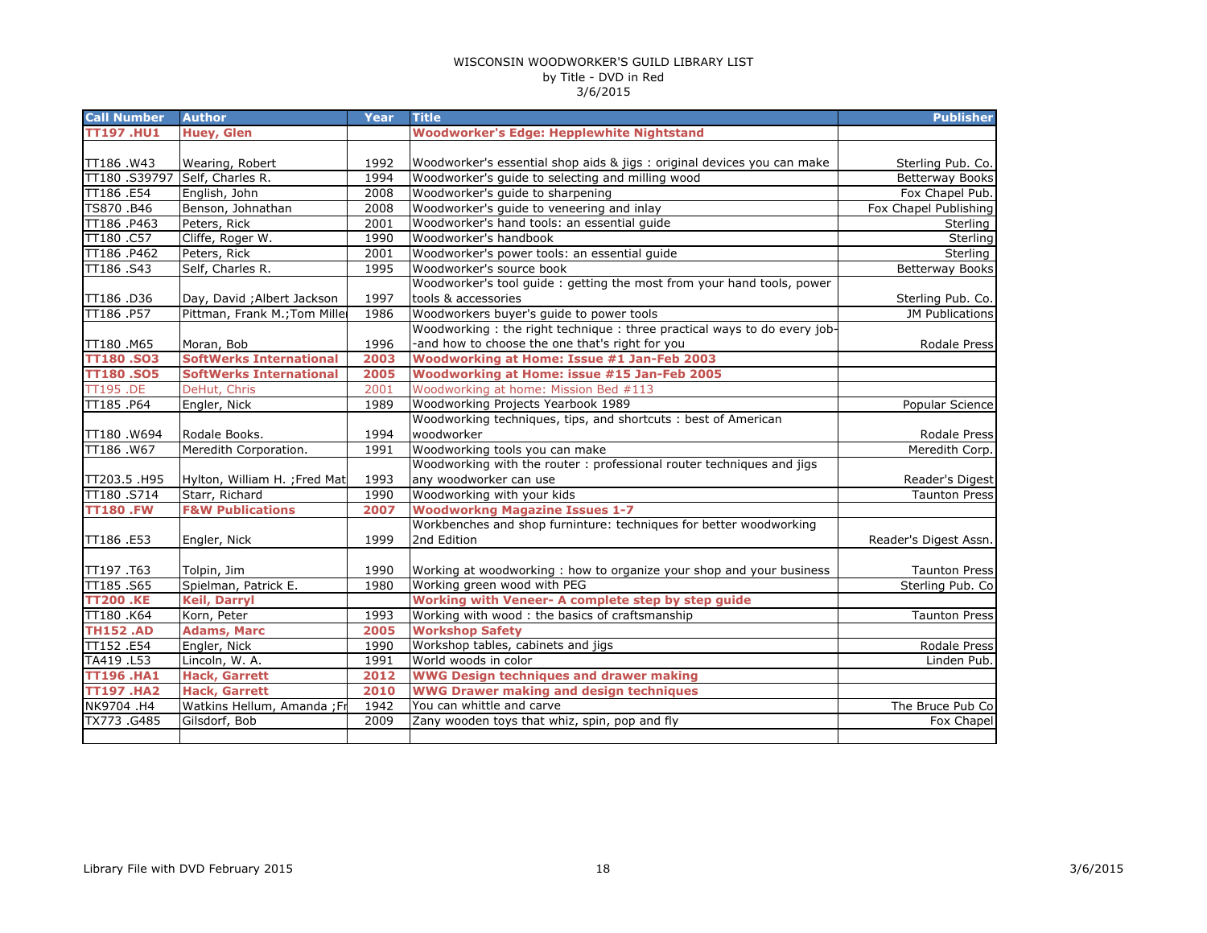WISCONSIN WOODWORKER'S GUILD LIBRARY LIST
by Title - DVD in Red
3/6/2015

| Call Number | Author | Year | Title | Publisher |
|---|---|---|---|---|
| **TT197 .HU1** | **Huey, Glen** | | **Woodworker's Edge: Hepplewhite Nightstand** | |
| TT186 .W43 | Wearing, Robert | 1992 | Woodworker's essential shop aids & jigs : original devices you can make | Sterling Pub. Co. |
| TT180 .S39797 | Self, Charles R. | 1994 | Woodworker's guide to selecting and milling wood | Betterway Books |
| TT186 .E54 | English, John | 2008 | Woodworker's guide to sharpening | Fox Chapel Pub. |
| TS870 .B46 | Benson, Johnathan | 2008 | Woodworker's guide to veneering and inlay | Fox Chapel Publishing |
| TT186 .P463 | Peters, Rick | 2001 | Woodworker's hand tools: an essential guide | Sterling |
| TT180 .C57 | Cliffe, Roger W. | 1990 | Woodworker's handbook | Sterling |
| TT186 .P462 | Peters, Rick | 2001 | Woodworker's power tools: an essential guide | Sterling |
| TT186 .S43 | Self, Charles R. | 1995 | Woodworker's source book | Betterway Books |
| TT186 .D36 | Day, David ;Albert Jackson | 1997 | Woodworker's tool guide : getting the most from your hand tools, power tools & accessories | Sterling Pub. Co. |
| TT186 .P57 | Pittman, Frank M.;Tom Mille | 1986 | Woodworkers buyer's guide to power tools | JM Publications |
| TT180 .M65 | Moran, Bob | 1996 | Woodworking : the right technique : three practical ways to do every job--and how to choose the one that's right for you | Rodale Press |
| **TT180 .SO3** | **SoftWerks International** | **2003** | **Woodworking at Home: Issue #1 Jan-Feb 2003** | |
| **TT180 .SO5** | **SoftWerks International** | **2005** | **Woodworking at Home: issue #15 Jan-Feb 2005** | |
| TT195 .DE | DeHut, Chris | 2001 | Woodworking at home: Mission Bed #113 | |
| TT185 .P64 | Engler, Nick | 1989 | Woodworking Projects Yearbook 1989 | Popular Science |
| TT180 .W694 | Rodale Books. | 1994 | Woodworking techniques, tips, and shortcuts : best of American woodworker | Rodale Press |
| TT186 .W67 | Meredith Corporation. | 1991 | Woodworking tools you can make | Meredith Corp. |
| TT203.5 .H95 | Hylton, William H. ;Fred Mat | 1993 | Woodworking with the router : professional router techniques and jigs any woodworker can use | Reader's Digest |
| TT180 .S714 | Starr, Richard | 1990 | Woodworking with your kids | Taunton Press |
| **TT180 .FW** | **F&W Publications** | **2007** | **Woodworkng Magazine Issues 1-7** | |
| TT186 .E53 | Engler, Nick | 1999 | Workbenches and shop furninture: techniques for better woodworking 2nd Edition | Reader's Digest Assn. |
| TT197 .T63 | Tolpin, Jim | 1990 | Working at woodworking : how to organize your shop and your business | Taunton Press |
| TT185 .S65 | Spielman, Patrick E. | 1980 | Working green wood with PEG | Sterling Pub. Co |
| **TT200 .KE** | **Keil, Darryl** | | **Working with Veneer- A complete step by step guide** | |
| TT180 .K64 | Korn, Peter | 1993 | Working with wood : the basics of craftsmanship | Taunton Press |
| **TH152 .AD** | **Adams, Marc** | **2005** | **Workshop Safety** | |
| TT152 .E54 | Engler, Nick | 1990 | Workshop tables, cabinets and jigs | Rodale Press |
| TA419 .L53 | Lincoln, W. A. | 1991 | World woods in color | Linden Pub. |
| **TT196 .HA1** | **Hack, Garrett** | **2012** | **WWG Design techniques and drawer making** | |
| **TT197 .HA2** | **Hack, Garrett** | **2010** | **WWG Drawer making and design techniques** | |
| NK9704 .H4 | Watkins Hellum, Amanda ;Fr | 1942 | You can whittle and carve | The Bruce Pub Co |
| TX773 .G485 | Gilsdorf, Bob | 2009 | Zany wooden toys that whiz, spin, pop and fly | Fox Chapel |